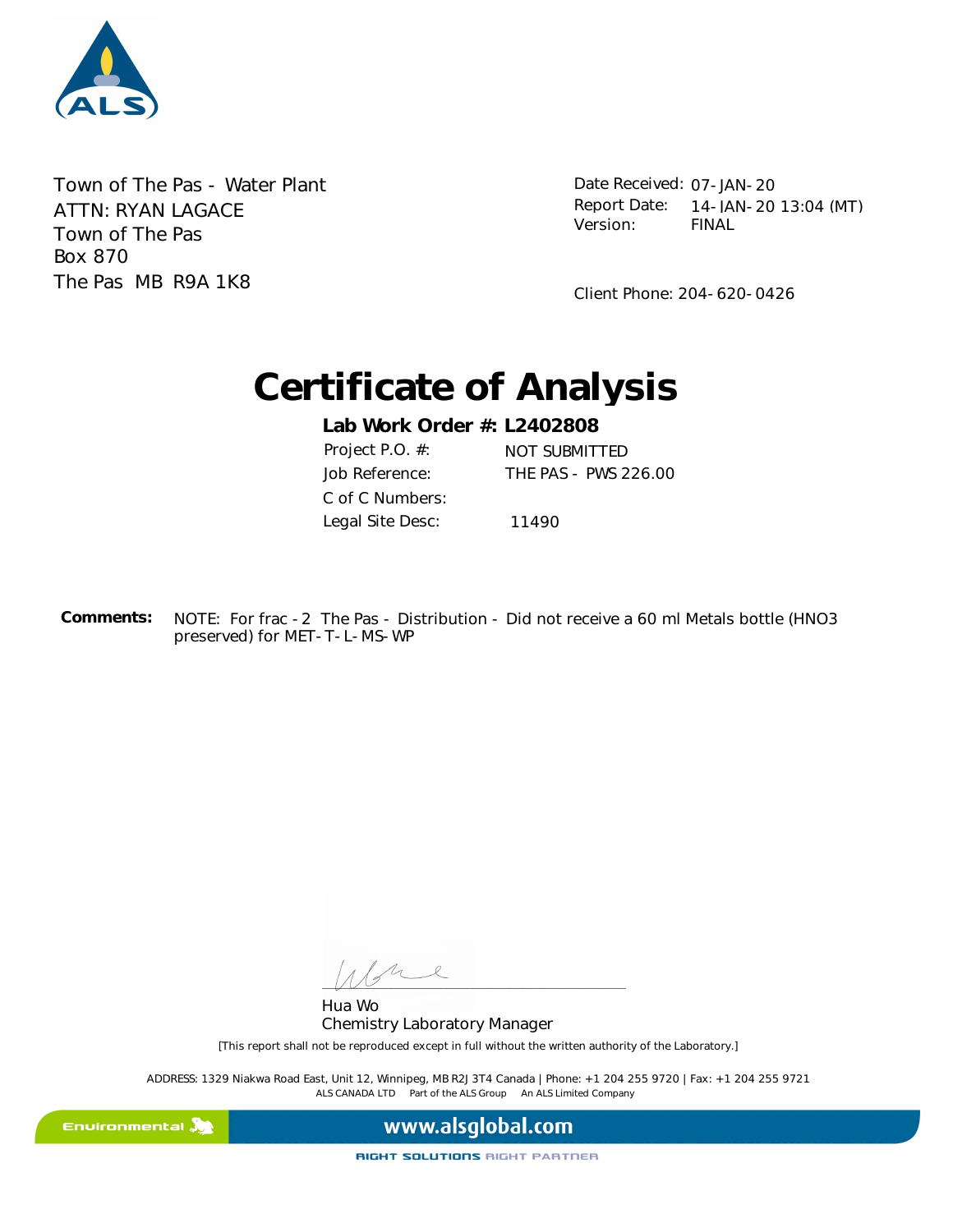Town of The Pas - Water Plant
ATTN: RYAN LAGACE
Town of The Pas
Box 870
The Pas MB R9A 1K8

Date Received: 07-JAN-20
Report Date: 14-JAN-20 13:04 (MT)
Version: FINAL

Client Phone: 204-620-0426

# Certificate of Analysis

**Lab Work Order #: L2402808**

| | |
|---|---|
| Project P.O. #: | NOT SUBMITTED |
| Job Reference: | THE PAS - PWS 226.00 |
| C of C Numbers: | |
| Legal Site Desc: | 11490 |

**Comments:** NOTE: For frac - 2 The Pas - Distribution - Did not receive a 60 ml Metals bottle (HNO3 preserved) for MET-T-L-MS-WP

Hua Wo
Chemistry Laboratory Manager

[This report shall not be reproduced except in full without the written authority of the Laboratory.]

ADDRESS: 1329 Niakwa Road East, Unit 12, Winnipeg, MB R2J 3T4 Canada | Phone: +1 204 255 9720 | Fax: +1 204 255 9721
ALS CANADA LTD Part of the ALS Group An ALS Limited Company

Environmental www.alsglobal.com
RIGHT SOLUTIONS RIGHT PARTNER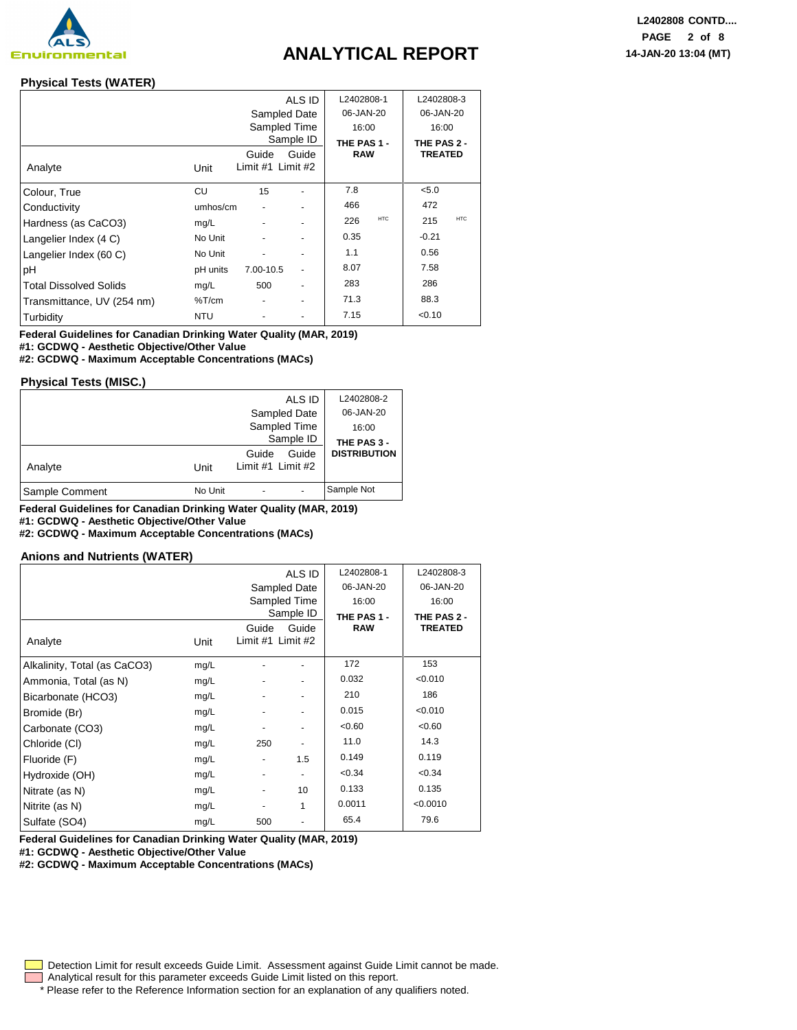# ANALYTICAL REPORT

## Physical Tests (WATER)

| Analyte | Unit | Guide Limit #1 | Guide Limit #2 | L2402808-1 06-JAN-20 16:00 THE PAS 1 - RAW | L2402808-3 06-JAN-20 16:00 THE PAS 2 - TREATED |
|---|---|---|---|---|---|
| Colour, True | CU | 15 | - | 7.8 | <5.0 |
| Conductivity | umhos/cm | - | - | 466 | 472 |
| Hardness (as CaCO3) | mg/L | - | - | 226 HTC | 215 HTC |
| Langelier Index (4 C) | No Unit | - | - | 0.35 | -0.21 |
| Langelier Index (60 C) | No Unit | - | - | 1.1 | 0.56 |
| pH | pH units | 7.00-10.5 | - | 8.07 | 7.58 |
| Total Dissolved Solids | mg/L | 500 | - | 283 | 286 |
| Transmittance, UV (254 nm) | %T/cm | - | - | 71.3 | 88.3 |
| Turbidity | NTU | - | - | 7.15 | <0.10 |

**Federal Guidelines for Canadian Drinking Water Quality (MAR, 2019)**
**#1: GCDWQ - Aesthetic Objective/Other Value**
**#2: GCDWQ - Maximum Acceptable Concentrations (MACs)**

## Physical Tests (MISC.)

| Analyte | Unit | Guide Limit #1 | Guide Limit #2 | L2402808-2 06-JAN-20 16:00 THE PAS 3 - DISTRIBUTION |
|---|---|---|---|---|
| Sample Comment | No Unit | - | - | Sample Not |

**Federal Guidelines for Canadian Drinking Water Quality (MAR, 2019)**
**#1: GCDWQ - Aesthetic Objective/Other Value**
**#2: GCDWQ - Maximum Acceptable Concentrations (MACs)**

## Anions and Nutrients (WATER)

| Analyte | Unit | Guide Limit #1 | Guide Limit #2 | L2402808-1 06-JAN-20 16:00 THE PAS 1 - RAW | L2402808-3 06-JAN-20 16:00 THE PAS 2 - TREATED |
|---|---|---|---|---|---|
| Alkalinity, Total (as CaCO3) | mg/L | - | - | 172 | 153 |
| Ammonia, Total (as N) | mg/L | - | - | 0.032 | <0.010 |
| Bicarbonate (HCO3) | mg/L | - | - | 210 | 186 |
| Bromide (Br) | mg/L | - | - | 0.015 | <0.010 |
| Carbonate (CO3) | mg/L | - | - | <0.60 | <0.60 |
| Chloride (Cl) | mg/L | 250 | - | 11.0 | 14.3 |
| Fluoride (F) | mg/L | - | 1.5 | 0.149 | 0.119 |
| Hydroxide (OH) | mg/L | - | - | <0.34 | <0.34 |
| Nitrate (as N) | mg/L | - | 10 | 0.133 | 0.135 |
| Nitrite (as N) | mg/L | - | 1 | 0.0011 | <0.0010 |
| Sulfate (SO4) | mg/L | 500 | - | 65.4 | 79.6 |

**Federal Guidelines for Canadian Drinking Water Quality (MAR, 2019)**
**#1: GCDWQ - Aesthetic Objective/Other Value**
**#2: GCDWQ - Maximum Acceptable Concentrations (MACs)**

Detection Limit for result exceeds Guide Limit. Assessment against Guide Limit cannot be made.
Analytical result for this parameter exceeds Guide Limit listed on this report.
\* Please refer to the Reference Information section for an explanation of any qualifiers noted.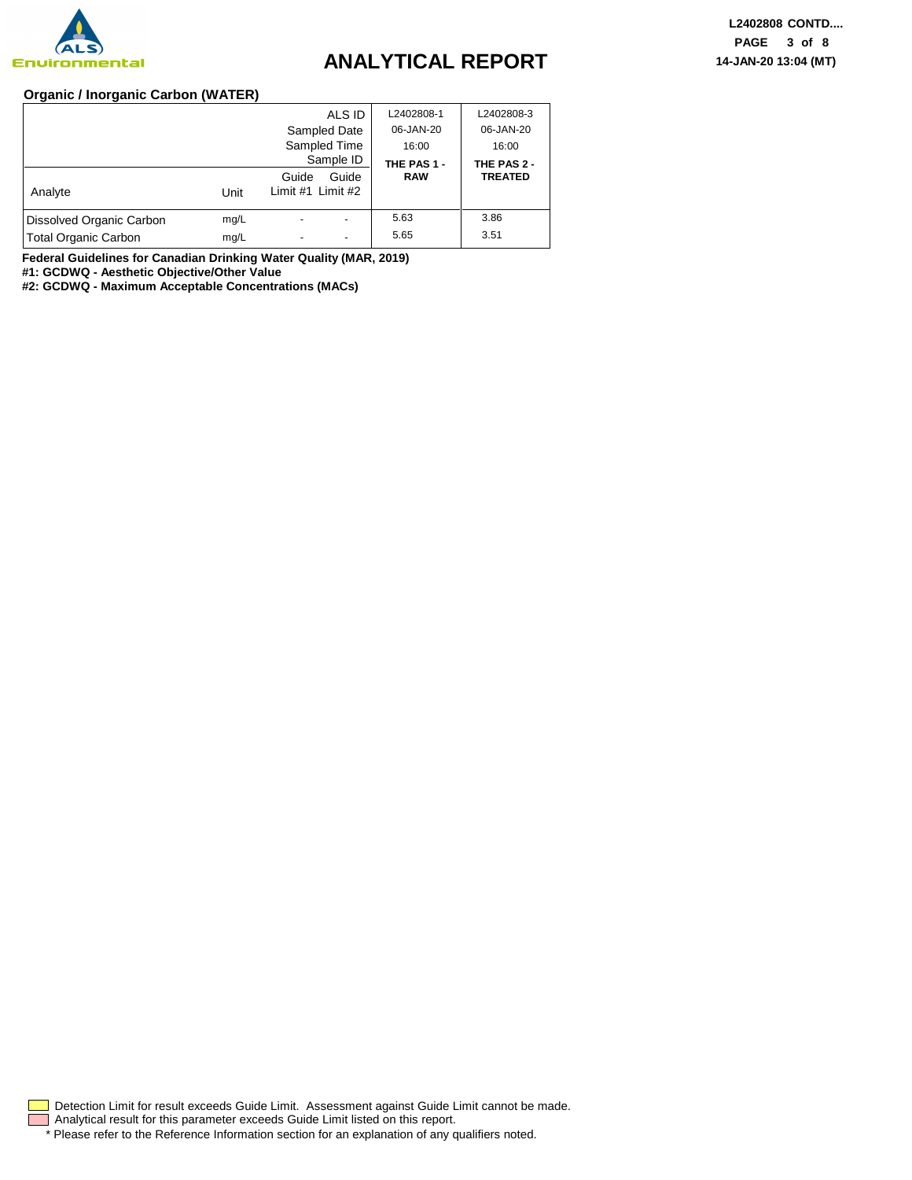# ANALYTICAL REPORT

## Organic / Inorganic Carbon (WATER)

| | | | ALS ID | L2402808-1 | L2402808-3 |
|---|---|---|---|---|---|
| | | | Sampled Date | 06-JAN-20 | 06-JAN-20 |
| | | | Sampled Time | 16:00 | 16:00 |
| | | | Sample ID | **THE PAS 1 - RAW** | **THE PAS 2 - TREATED** |
| Analyte | Unit | Guide Limit #1 | Guide Limit #2 | | |
| Dissolved Organic Carbon | mg/L | - | - | 5.63 | 3.86 |
| Total Organic Carbon | mg/L | - | - | 5.65 | 3.51 |

**Federal Guidelines for Canadian Drinking Water Quality (MAR, 2019)**
**#1: GCDWQ - Aesthetic Objective/Other Value**
**#2: GCDWQ - Maximum Acceptable Concentrations (MACs)**

Detection Limit for result exceeds Guide Limit. Assessment against Guide Limit cannot be made.
Analytical result for this parameter exceeds Guide Limit listed on this report.
* Please refer to the Reference Information section for an explanation of any qualifiers noted.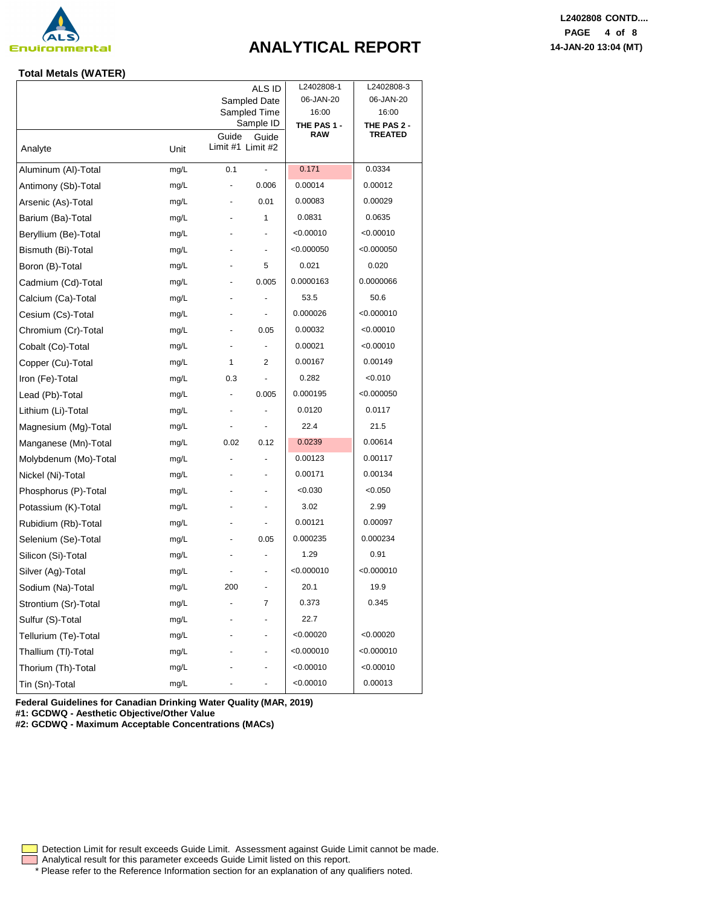# ANALYTICAL REPORT

## Total Metals (WATER)

| Analyte | Unit | Guide Limit #1 | Guide Limit #2 | L2402808-1<br>06-JAN-20<br>16:00<br>THE PAS 1 - RAW | L2402808-3<br>06-JAN-20<br>16:00<br>THE PAS 2 - TREATED |
|---|---|---|---|---|---|
| Aluminum (Al)-Total | mg/L | 0.1 | - | 0.171 | 0.0334 |
| Antimony (Sb)-Total | mg/L | - | 0.006 | 0.00014 | 0.00012 |
| Arsenic (As)-Total | mg/L | - | 0.01 | 0.00083 | 0.00029 |
| Barium (Ba)-Total | mg/L | - | 1 | 0.0831 | 0.0635 |
| Beryllium (Be)-Total | mg/L | - | - | <0.00010 | <0.00010 |
| Bismuth (Bi)-Total | mg/L | - | - | <0.000050 | <0.000050 |
| Boron (B)-Total | mg/L | - | 5 | 0.021 | 0.020 |
| Cadmium (Cd)-Total | mg/L | - | 0.005 | 0.0000163 | 0.0000066 |
| Calcium (Ca)-Total | mg/L | - | - | 53.5 | 50.6 |
| Cesium (Cs)-Total | mg/L | - | - | 0.000026 | <0.000010 |
| Chromium (Cr)-Total | mg/L | - | 0.05 | 0.00032 | <0.00010 |
| Cobalt (Co)-Total | mg/L | - | - | 0.00021 | <0.00010 |
| Copper (Cu)-Total | mg/L | 1 | 2 | 0.00167 | 0.00149 |
| Iron (Fe)-Total | mg/L | 0.3 | - | 0.282 | <0.010 |
| Lead (Pb)-Total | mg/L | - | 0.005 | 0.000195 | <0.000050 |
| Lithium (Li)-Total | mg/L | - | - | 0.0120 | 0.0117 |
| Magnesium (Mg)-Total | mg/L | - | - | 22.4 | 21.5 |
| Manganese (Mn)-Total | mg/L | 0.02 | 0.12 | 0.0239 | 0.00614 |
| Molybdenum (Mo)-Total | mg/L | - | - | 0.00123 | 0.00117 |
| Nickel (Ni)-Total | mg/L | - | - | 0.00171 | 0.00134 |
| Phosphorus (P)-Total | mg/L | - | - | <0.030 | <0.050 |
| Potassium (K)-Total | mg/L | - | - | 3.02 | 2.99 |
| Rubidium (Rb)-Total | mg/L | - | - | 0.00121 | 0.00097 |
| Selenium (Se)-Total | mg/L | - | 0.05 | 0.000235 | 0.000234 |
| Silicon (Si)-Total | mg/L | - | - | 1.29 | 0.91 |
| Silver (Ag)-Total | mg/L | - | - | <0.000010 | <0.000010 |
| Sodium (Na)-Total | mg/L | 200 | - | 20.1 | 19.9 |
| Strontium (Sr)-Total | mg/L | - | 7 | 0.373 | 0.345 |
| Sulfur (S)-Total | mg/L | - | - | 22.7 | |
| Tellurium (Te)-Total | mg/L | - | - | <0.00020 | <0.00020 |
| Thallium (Tl)-Total | mg/L | - | - | <0.000010 | <0.000010 |
| Thorium (Th)-Total | mg/L | - | - | <0.00010 | <0.00010 |
| Tin (Sn)-Total | mg/L | - | - | <0.00010 | 0.00013 |

**Federal Guidelines for Canadian Drinking Water Quality (MAR, 2019)**
**#1: GCDWQ - Aesthetic Objective/Other Value**
**#2: GCDWQ - Maximum Acceptable Concentrations (MACs)**

Detection Limit for result exceeds Guide Limit. Assessment against Guide Limit cannot be made.
Analytical result for this parameter exceeds Guide Limit listed on this report.
\* Please refer to the Reference Information section for an explanation of any qualifiers noted.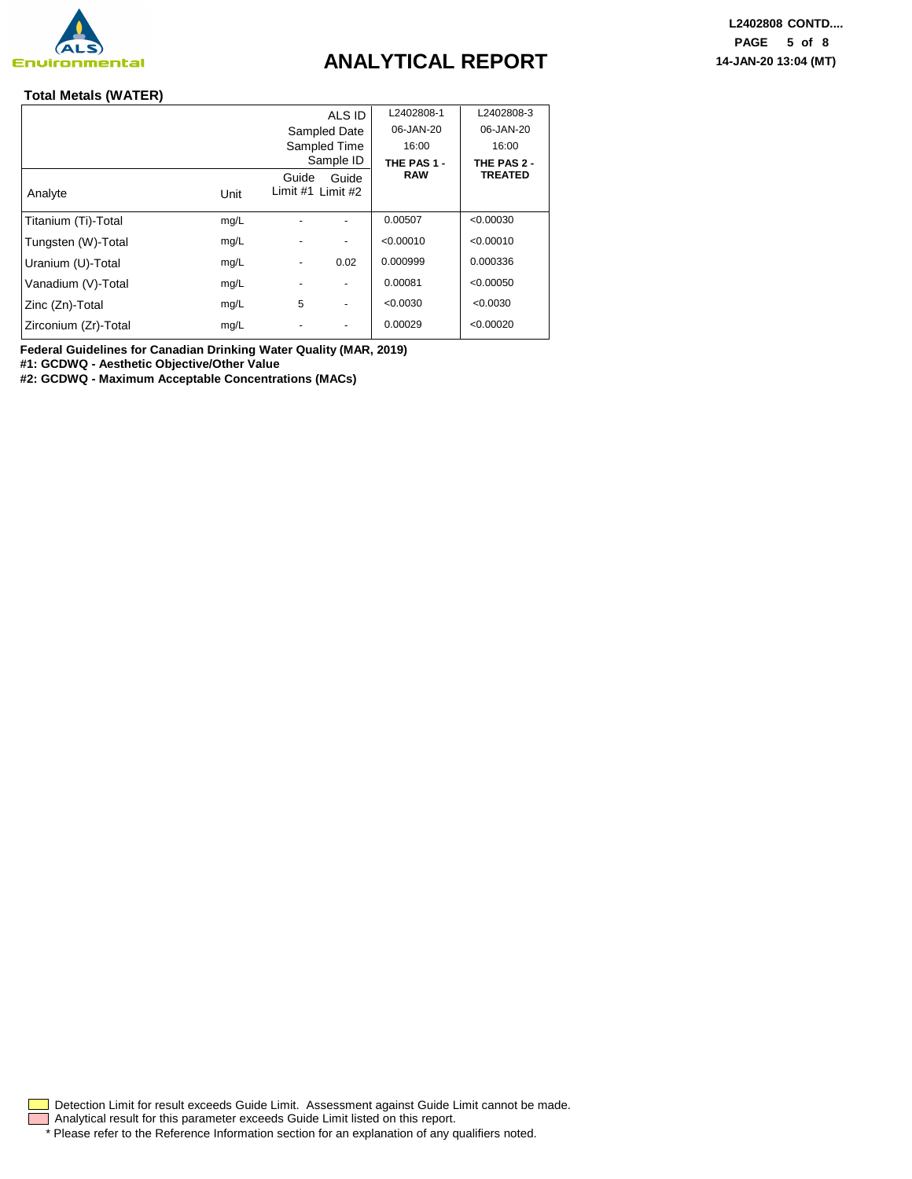# ANALYTICAL REPORT

L2402808 CONTD....
14-JAN-20 13:04 (MT)

## Total Metals (WATER)

| Analyte | Unit | Guide Limit #1 | Guide Limit #2 | L2402808-1 | L2402808-3 |
|---|---|---|---|---|---|
| Sampled Date | | | | 06-JAN-20 | 06-JAN-20 |
| Sampled Time | | | | 16:00 | 16:00 |
| Sample ID | | | | **THE PAS 1 - RAW** | **THE PAS 2 - TREATED** |
| Titanium (Ti)-Total | mg/L | - | - | 0.00507 | <0.00030 |
| Tungsten (W)-Total | mg/L | - | - | <0.00010 | <0.00010 |
| Uranium (U)-Total | mg/L | - | 0.02 | 0.000999 | 0.000336 |
| Vanadium (V)-Total | mg/L | - | - | 0.00081 | <0.00050 |
| Zinc (Zn)-Total | mg/L | 5 | - | <0.0030 | <0.0030 |
| Zirconium (Zr)-Total | mg/L | - | - | 0.00029 | <0.00020 |

**Federal Guidelines for Canadian Drinking Water Quality (MAR, 2019)**
**#1: GCDWQ - Aesthetic Objective/Other Value**
**#2: GCDWQ - Maximum Acceptable Concentrations (MACs)**

Detection Limit for result exceeds Guide Limit. Assessment against Guide Limit cannot be made.
Analytical result for this parameter exceeds Guide Limit listed on this report.
* Please refer to the Reference Information section for an explanation of any qualifiers noted.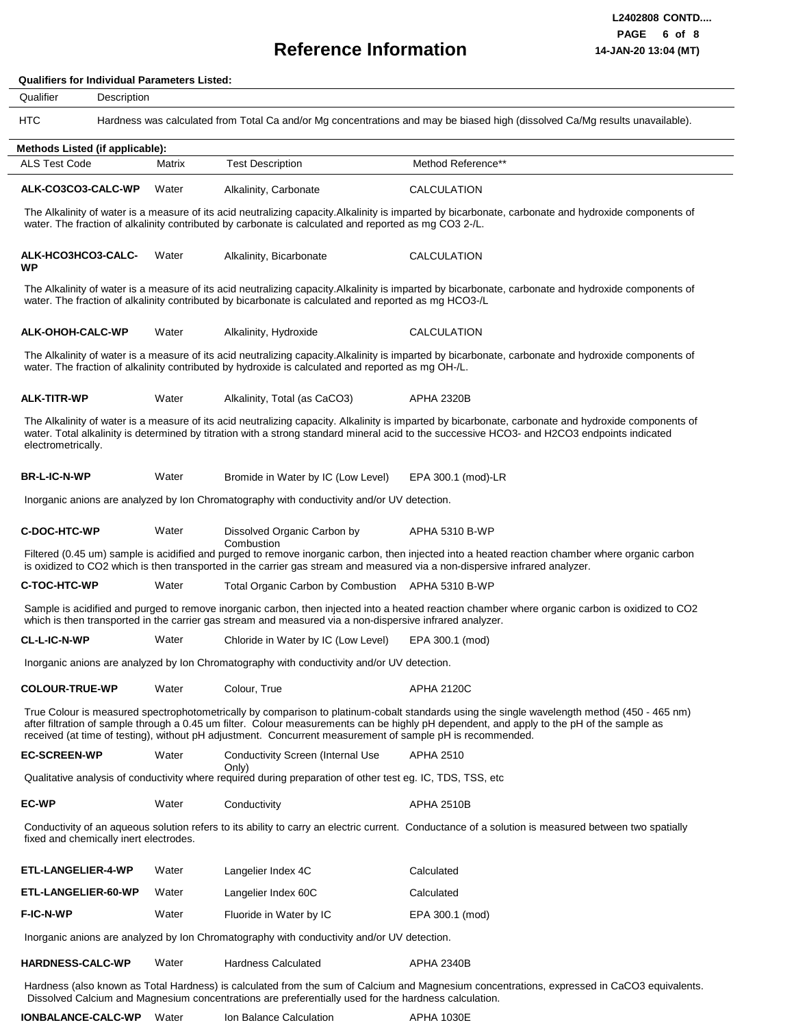# Reference Information

**Qualifiers for Individual Parameters Listed:**

| Qualifier | Description |
|---|---|
| HTC | Hardness was calculated from Total Ca and/or Mg concentrations and may be biased high (dissolved Ca/Mg results unavailable). |

**Methods Listed (if applicable):**

| ALS Test Code | Matrix | Test Description | Method Reference** |
|---|---|---|---|
| **ALK-CO3CO3-CALC-WP** | Water | Alkalinity, Carbonate | CALCULATION |

The Alkalinity of water is a measure of its acid neutralizing capacity.Alkalinity is imparted by bicarbonate, carbonate and hydroxide components of water. The fraction of alkalinity contributed by carbonate is calculated and reported as mg CO3 2-/L.

| ALS Test Code | Matrix | Test Description | Method Reference** |
|---|---|---|---|
| **ALK-HCO3HCO3-CALC-WP** | Water | Alkalinity, Bicarbonate | CALCULATION |

The Alkalinity of water is a measure of its acid neutralizing capacity.Alkalinity is imparted by bicarbonate, carbonate and hydroxide components of water. The fraction of alkalinity contributed by bicarbonate is calculated and reported as mg HCO3-/L

| ALS Test Code | Matrix | Test Description | Method Reference** |
|---|---|---|---|
| **ALK-OHOH-CALC-WP** | Water | Alkalinity, Hydroxide | CALCULATION |

The Alkalinity of water is a measure of its acid neutralizing capacity.Alkalinity is imparted by bicarbonate, carbonate and hydroxide components of water. The fraction of alkalinity contributed by hydroxide is calculated and reported as mg OH-/L.

| ALS Test Code | Matrix | Test Description | Method Reference** |
|---|---|---|---|
| **ALK-TITR-WP** | Water | Alkalinity, Total (as CaCO3) | APHA 2320B |

The Alkalinity of water is a measure of its acid neutralizing capacity. Alkalinity is imparted by bicarbonate, carbonate and hydroxide components of water. Total alkalinity is determined by titration with a strong standard mineral acid to the successive HCO3- and H2CO3 endpoints indicated electrometrically.

| ALS Test Code | Matrix | Test Description | Method Reference** |
|---|---|---|---|
| **BR-L-IC-N-WP** | Water | Bromide in Water by IC (Low Level) | EPA 300.1 (mod)-LR |

Inorganic anions are analyzed by Ion Chromatography with conductivity and/or UV detection.

| ALS Test Code | Matrix | Test Description | Method Reference** |
|---|---|---|---|
| **C-DOC-HTC-WP** | Water | Dissolved Organic Carbon by Combustion | APHA 5310 B-WP |

Filtered (0.45 um) sample is acidified and purged to remove inorganic carbon, then injected into a heated reaction chamber where organic carbon is oxidized to CO2 which is then transported in the carrier gas stream and measured via a non-dispersive infrared analyzer.

| ALS Test Code | Matrix | Test Description | Method Reference** |
|---|---|---|---|
| **C-TOC-HTC-WP** | Water | Total Organic Carbon by Combustion | APHA 5310 B-WP |

Sample is acidified and purged to remove inorganic carbon, then injected into a heated reaction chamber where organic carbon is oxidized to CO2 which is then transported in the carrier gas stream and measured via a non-dispersive infrared analyzer.

| ALS Test Code | Matrix | Test Description | Method Reference** |
|---|---|---|---|
| **CL-L-IC-N-WP** | Water | Chloride in Water by IC (Low Level) | EPA 300.1 (mod) |

Inorganic anions are analyzed by Ion Chromatography with conductivity and/or UV detection.

| ALS Test Code | Matrix | Test Description | Method Reference** |
|---|---|---|---|
| **COLOUR-TRUE-WP** | Water | Colour, True | APHA 2120C |

True Colour is measured spectrophotometrically by comparison to platinum-cobalt standards using the single wavelength method (450 - 465 nm) after filtration of sample through a 0.45 um filter. Colour measurements can be highly pH dependent, and apply to the pH of the sample as received (at time of testing), without pH adjustment. Concurrent measurement of sample pH is recommended.

| ALS Test Code | Matrix | Test Description | Method Reference** |
|---|---|---|---|
| **EC-SCREEN-WP** | Water | Conductivity Screen (Internal Use Only) | APHA 2510 |

Qualitative analysis of conductivity where required during preparation of other test eg. IC, TDS, TSS, etc

| ALS Test Code | Matrix | Test Description | Method Reference** |
|---|---|---|---|
| **EC-WP** | Water | Conductivity | APHA 2510B |

Conductivity of an aqueous solution refers to its ability to carry an electric current. Conductance of a solution is measured between two spatially fixed and chemically inert electrodes.

| ALS Test Code | Matrix | Test Description | Method Reference** |
|---|---|---|---|
| **ETL-LANGELIER-4-WP** | Water | Langelier Index 4C | Calculated |
| **ETL-LANGELIER-60-WP** | Water | Langelier Index 60C | Calculated |
| **F-IC-N-WP** | Water | Fluoride in Water by IC | EPA 300.1 (mod) |

Inorganic anions are analyzed by Ion Chromatography with conductivity and/or UV detection.

| ALS Test Code | Matrix | Test Description | Method Reference** |
|---|---|---|---|
| **HARDNESS-CALC-WP** | Water | Hardness Calculated | APHA 2340B |

Hardness (also known as Total Hardness) is calculated from the sum of Calcium and Magnesium concentrations, expressed in CaCO3 equivalents. Dissolved Calcium and Magnesium concentrations are preferentially used for the hardness calculation.

| ALS Test Code | Matrix | Test Description | Method Reference** |
|---|---|---|---|
| **IONBALANCE-CALC-WP** | Water | Ion Balance Calculation | APHA 1030E |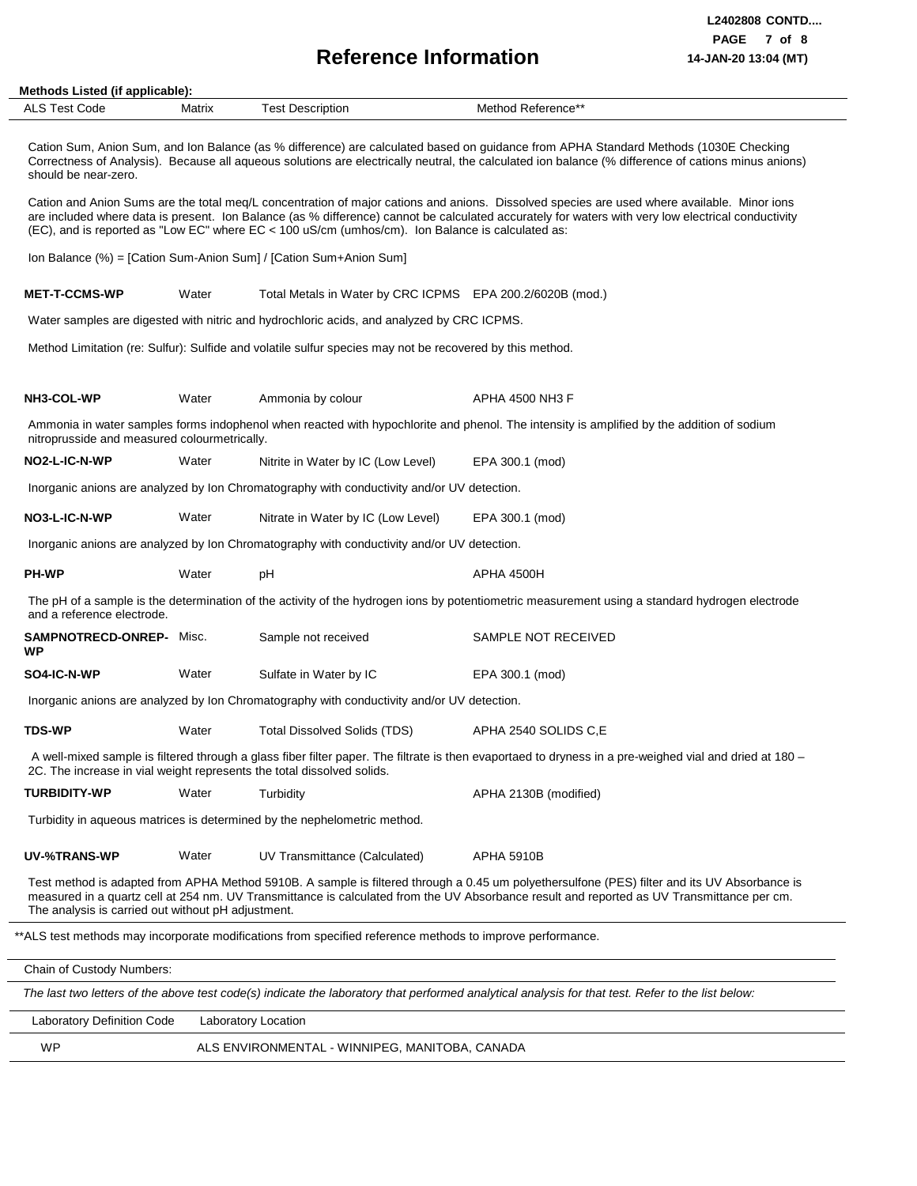# Reference Information

**Methods Listed (if applicable):**

| ALS Test Code | Matrix | Test Description | Method Reference** |
|---|---|---|---|

Cation Sum, Anion Sum, and Ion Balance (as % difference) are calculated based on guidance from APHA Standard Methods (1030E Checking Correctness of Analysis). Because all aqueous solutions are electrically neutral, the calculated ion balance (% difference of cations minus anions) should be near-zero.

Cation and Anion Sums are the total meq/L concentration of major cations and anions. Dissolved species are used where available. Minor ions are included where data is present. Ion Balance (as % difference) cannot be calculated accurately for waters with very low electrical conductivity (EC), and is reported as "Low EC" where EC < 100 uS/cm (umhos/cm). Ion Balance is calculated as:

Ion Balance (%) = [Cation Sum-Anion Sum] / [Cation Sum+Anion Sum]

| **MET-T-CCMS-WP** | Water | Total Metals in Water by CRC ICPMS | EPA 200.2/6020B (mod.) |
|---|---|---|---|

Water samples are digested with nitric and hydrochloric acids, and analyzed by CRC ICPMS.

Method Limitation (re: Sulfur): Sulfide and volatile sulfur species may not be recovered by this method.

| **NH3-COL-WP** | Water | Ammonia by colour | APHA 4500 NH3 F |
|---|---|---|---|

Ammonia in water samples forms indophenol when reacted with hypochlorite and phenol. The intensity is amplified by the addition of sodium nitroprusside and measured colourmetrically.

| **NO2-L-IC-N-WP** | Water | Nitrite in Water by IC (Low Level) | EPA 300.1 (mod) |
|---|---|---|---|

Inorganic anions are analyzed by Ion Chromatography with conductivity and/or UV detection.

| **NO3-L-IC-N-WP** | Water | Nitrate in Water by IC (Low Level) | EPA 300.1 (mod) |
|---|---|---|---|

Inorganic anions are analyzed by Ion Chromatography with conductivity and/or UV detection.

| **PH-WP** | Water | pH | APHA 4500H |
|---|---|---|---|

The pH of a sample is the determination of the activity of the hydrogen ions by potentiometric measurement using a standard hydrogen electrode and a reference electrode.

| **SAMPNOTRECD-ONREP-WP** | Misc. | Sample not received | SAMPLE NOT RECEIVED |
|---|---|---|---|
| **SO4-IC-N-WP** | Water | Sulfate in Water by IC | EPA 300.1 (mod) |

Inorganic anions are analyzed by Ion Chromatography with conductivity and/or UV detection.

| **TDS-WP** | Water | Total Dissolved Solids (TDS) | APHA 2540 SOLIDS C,E |
|---|---|---|---|

A well-mixed sample is filtered through a glass fiber filter paper. The filtrate is then evaportaed to dryness in a pre-weighed vial and dried at 180 – 2C. The increase in vial weight represents the total dissolved solids.

| **TURBIDITY-WP** | Water | Turbidity | APHA 2130B (modified) |
|---|---|---|---|

Turbidity in aqueous matrices is determined by the nephelometric method.

| **UV-%TRANS-WP** | Water | UV Transmittance (Calculated) | APHA 5910B |
|---|---|---|---|

Test method is adapted from APHA Method 5910B. A sample is filtered through a 0.45 um polyethersulfone (PES) filter and its UV Absorbance is measured in a quartz cell at 254 nm. UV Transmittance is calculated from the UV Absorbance result and reported as UV Transmittance per cm. The analysis is carried out without pH adjustment.

**ALS test methods may incorporate modifications from specified reference methods to improve performance.

Chain of Custody Numbers:

*The last two letters of the above test code(s) indicate the laboratory that performed analytical analysis for that test. Refer to the list below:*

| Laboratory Definition Code | Laboratory Location |
|---|---|
| WP | ALS ENVIRONMENTAL - WINNIPEG, MANITOBA, CANADA |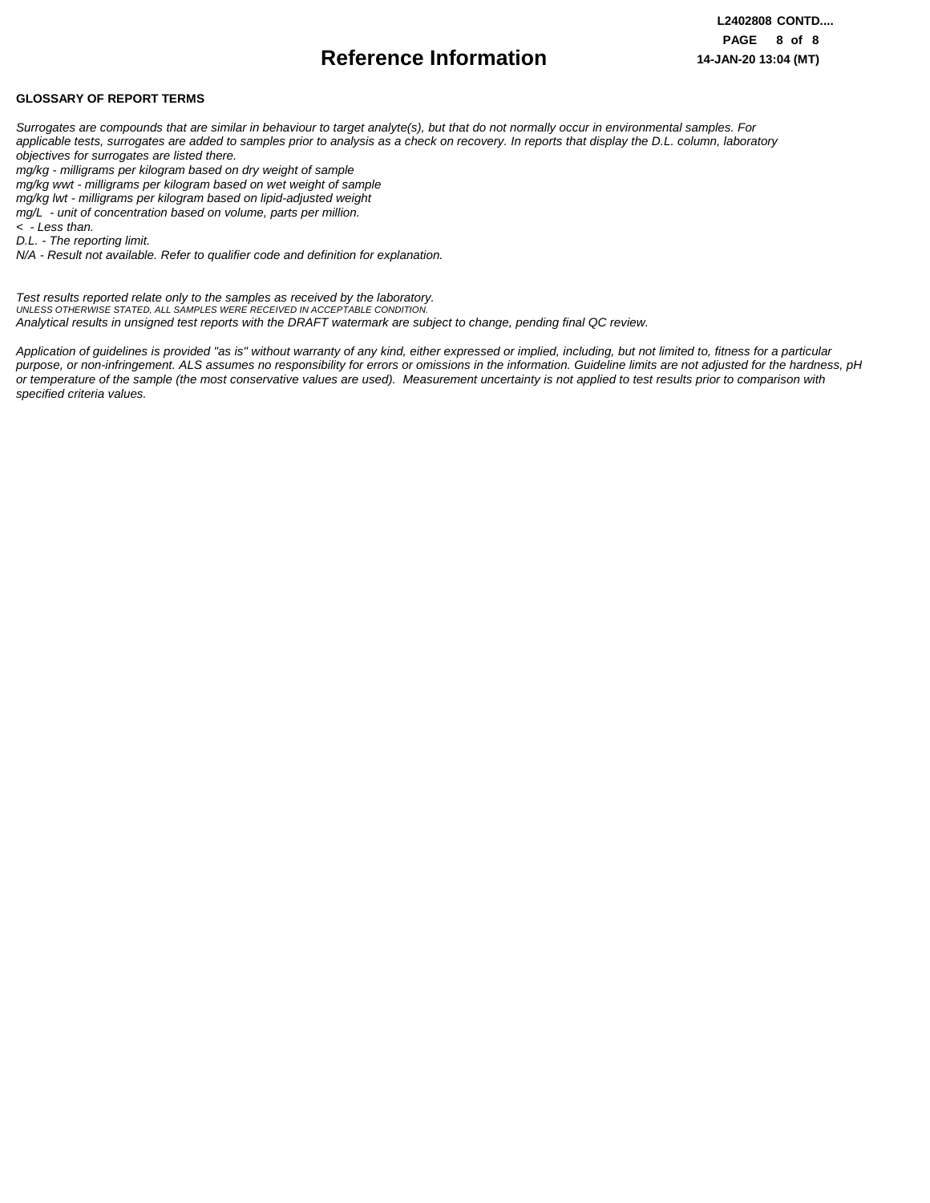# Reference Information

**GLOSSARY OF REPORT TERMS**

*Surrogates are compounds that are similar in behaviour to target analyte(s), but that do not normally occur in environmental samples. For applicable tests, surrogates are added to samples prior to analysis as a check on recovery. In reports that display the D.L. column, laboratory objectives for surrogates are listed there.*
*mg/kg - milligrams per kilogram based on dry weight of sample*
*mg/kg wwt - milligrams per kilogram based on wet weight of sample*
*mg/kg lwt - milligrams per kilogram based on lipid-adjusted weight*
*mg/L - unit of concentration based on volume, parts per million.*
*< - Less than.*
*D.L. - The reporting limit.*
*N/A - Result not available. Refer to qualifier code and definition for explanation.*

*Test results reported relate only to the samples as received by the laboratory.*
*UNLESS OTHERWISE STATED, ALL SAMPLES WERE RECEIVED IN ACCEPTABLE CONDITION.*
*Analytical results in unsigned test reports with the DRAFT watermark are subject to change, pending final QC review.*

*Application of guidelines is provided "as is" without warranty of any kind, either expressed or implied, including, but not limited to, fitness for a particular purpose, or non-infringement. ALS assumes no responsibility for errors or omissions in the information. Guideline limits are not adjusted for the hardness, pH or temperature of the sample (the most conservative values are used). Measurement uncertainty is not applied to test results prior to comparison with specified criteria values.*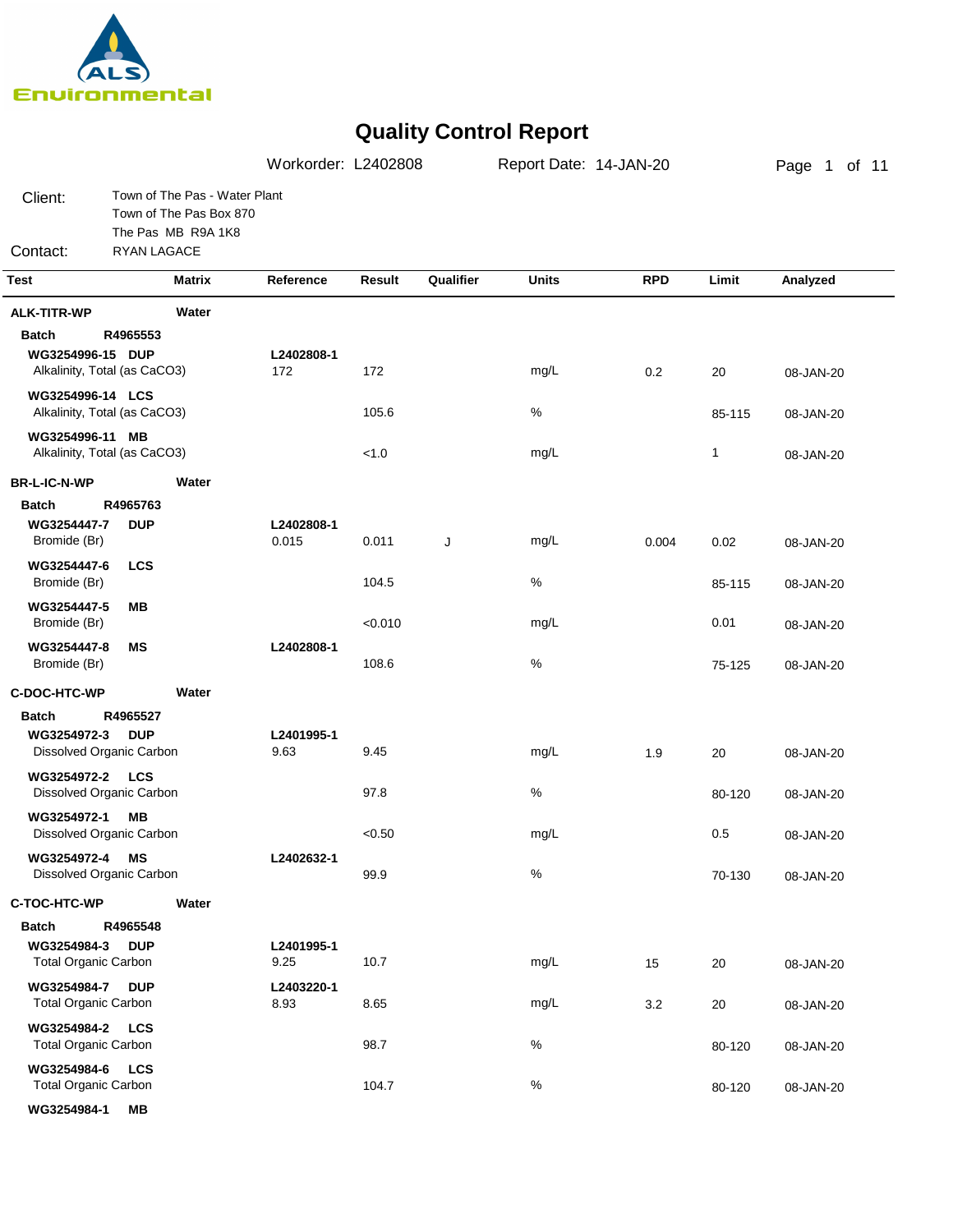ALS Environmental

# Quality Control Report

Workorder: L2402808 Report Date: 14-JAN-20

| Client: | Town of The Pas - Water Plant |
|---|---|
| | Town of The Pas Box 870 |
| | The Pas MB R9A 1K8 |
| Contact: | RYAN LAGACE |

| Test | Matrix | Reference | Result | Qualifier | Units | RPD | Limit | Analyzed |
|---|---|---|---|---|---|---|---|---|
| **ALK-TITR-WP** | **Water** | | | | | | | |
| **Batch R4965553** | | | | | | | | |
| **WG3254996-15 DUP** | | **L2402808-1** | | | | | | |
| Alkalinity, Total (as CaCO3) | | 172 | 172 | | mg/L | 0.2 | 20 | 08-JAN-20 |
| **WG3254996-14 LCS** | | | | | | | | |
| Alkalinity, Total (as CaCO3) | | | 105.6 | | % | | 85-115 | 08-JAN-20 |
| **WG3254996-11 MB** | | | | | | | | |
| Alkalinity, Total (as CaCO3) | | | <1.0 | | mg/L | | 1 | 08-JAN-20 |
| **BR-L-IC-N-WP** | **Water** | | | | | | | |
| **Batch R4965763** | | | | | | | | |
| **WG3254447-7 DUP** | | **L2402808-1** | | | | | | |
| Bromide (Br) | | 0.015 | 0.011 | J | mg/L | 0.004 | 0.02 | 08-JAN-20 |
| **WG3254447-6 LCS** | | | | | | | | |
| Bromide (Br) | | | 104.5 | | % | | 85-115 | 08-JAN-20 |
| **WG3254447-5 MB** | | | | | | | | |
| Bromide (Br) | | | <0.010 | | mg/L | | 0.01 | 08-JAN-20 |
| **WG3254447-8 MS** | | **L2402808-1** | | | | | | |
| Bromide (Br) | | | 108.6 | | % | | 75-125 | 08-JAN-20 |
| **C-DOC-HTC-WP** | **Water** | | | | | | | |
| **Batch R4965527** | | | | | | | | |
| **WG3254972-3 DUP** | | **L2401995-1** | | | | | | |
| Dissolved Organic Carbon | | 9.63 | 9.45 | | mg/L | 1.9 | 20 | 08-JAN-20 |
| **WG3254972-2 LCS** | | | | | | | | |
| Dissolved Organic Carbon | | | 97.8 | | % | | 80-120 | 08-JAN-20 |
| **WG3254972-1 MB** | | | | | | | | |
| Dissolved Organic Carbon | | | <0.50 | | mg/L | | 0.5 | 08-JAN-20 |
| **WG3254972-4 MS** | | **L2402632-1** | | | | | | |
| Dissolved Organic Carbon | | | 99.9 | | % | | 70-130 | 08-JAN-20 |
| **C-TOC-HTC-WP** | **Water** | | | | | | | |
| **Batch R4965548** | | | | | | | | |
| **WG3254984-3 DUP** | | **L2401995-1** | | | | | | |
| Total Organic Carbon | | 9.25 | 10.7 | | mg/L | 15 | 20 | 08-JAN-20 |
| **WG3254984-7 DUP** | | **L2403220-1** | | | | | | |
| Total Organic Carbon | | 8.93 | 8.65 | | mg/L | 3.2 | 20 | 08-JAN-20 |
| **WG3254984-2 LCS** | | | | | | | | |
| Total Organic Carbon | | | 98.7 | | % | | 80-120 | 08-JAN-20 |
| **WG3254984-6 LCS** | | | | | | | | |
| Total Organic Carbon | | | 104.7 | | % | | 80-120 | 08-JAN-20 |
| **WG3254984-1 MB** | | | | | | | | |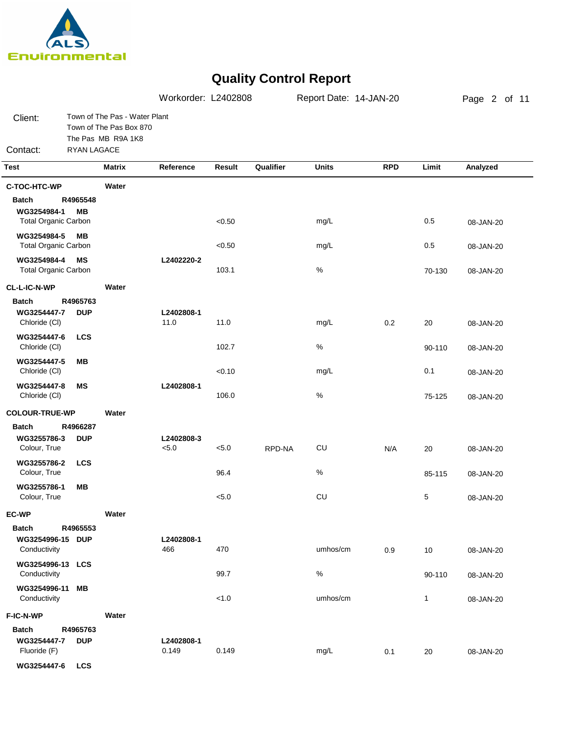ALS Environmental

# Quality Control Report

Workorder: L2402808 Report Date: 14-JAN-20

Client: Town of The Pas - Water Plant
Town of The Pas Box 870
The Pas MB R9A 1K8

Contact: RYAN LAGACE

| Test | Matrix | Reference | Result | Qualifier | Units | RPD | Limit | Analyzed |
|---|---|---|---|---|---|---|---|---|
| **C-TOC-HTC-WP** | **Water** | | | | | | | |
| **Batch R4965548** | | | | | | | | |
| **WG3254984-1 MB** | | | | | | | | |
| Total Organic Carbon | | | <0.50 | | mg/L | | 0.5 | 08-JAN-20 |
| **WG3254984-5 MB** | | | | | | | | |
| Total Organic Carbon | | | <0.50 | | mg/L | | 0.5 | 08-JAN-20 |
| **WG3254984-4 MS** | | **L2402220-2** | | | | | | |
| Total Organic Carbon | | | 103.1 | | % | | 70-130 | 08-JAN-20 |
| **CL-L-IC-N-WP** | **Water** | | | | | | | |
| **Batch R4965763** | | | | | | | | |
| **WG3254447-7 DUP** | | **L2402808-1** | | | | | | |
| Chloride (Cl) | | 11.0 | 11.0 | | mg/L | 0.2 | 20 | 08-JAN-20 |
| **WG3254447-6 LCS** | | | | | | | | |
| Chloride (Cl) | | | 102.7 | | % | | 90-110 | 08-JAN-20 |
| **WG3254447-5 MB** | | | | | | | | |
| Chloride (Cl) | | | <0.10 | | mg/L | | 0.1 | 08-JAN-20 |
| **WG3254447-8 MS** | | **L2402808-1** | | | | | | |
| Chloride (Cl) | | | 106.0 | | % | | 75-125 | 08-JAN-20 |
| **COLOUR-TRUE-WP** | **Water** | | | | | | | |
| **Batch R4966287** | | | | | | | | |
| **WG3255786-3 DUP** | | **L2402808-3** | | | | | | |
| Colour, True | | <5.0 | <5.0 | RPD-NA | CU | N/A | 20 | 08-JAN-20 |
| **WG3255786-2 LCS** | | | | | | | | |
| Colour, True | | | 96.4 | | % | | 85-115 | 08-JAN-20 |
| **WG3255786-1 MB** | | | | | | | | |
| Colour, True | | | <5.0 | | CU | | 5 | 08-JAN-20 |
| **EC-WP** | **Water** | | | | | | | |
| **Batch R4965553** | | | | | | | | |
| **WG3254996-15 DUP** | | **L2402808-1** | | | | | | |
| Conductivity | | 466 | 470 | | umhos/cm | 0.9 | 10 | 08-JAN-20 |
| **WG3254996-13 LCS** | | | | | | | | |
| Conductivity | | | 99.7 | | % | | 90-110 | 08-JAN-20 |
| **WG3254996-11 MB** | | | | | | | | |
| Conductivity | | | <1.0 | | umhos/cm | | 1 | 08-JAN-20 |
| **F-IC-N-WP** | **Water** | | | | | | | |
| **Batch R4965763** | | | | | | | | |
| **WG3254447-7 DUP** | | **L2402808-1** | | | | | | |
| Fluoride (F) | | 0.149 | 0.149 | | mg/L | 0.1 | 20 | 08-JAN-20 |
| **WG3254447-6 LCS** | | | | | | | | |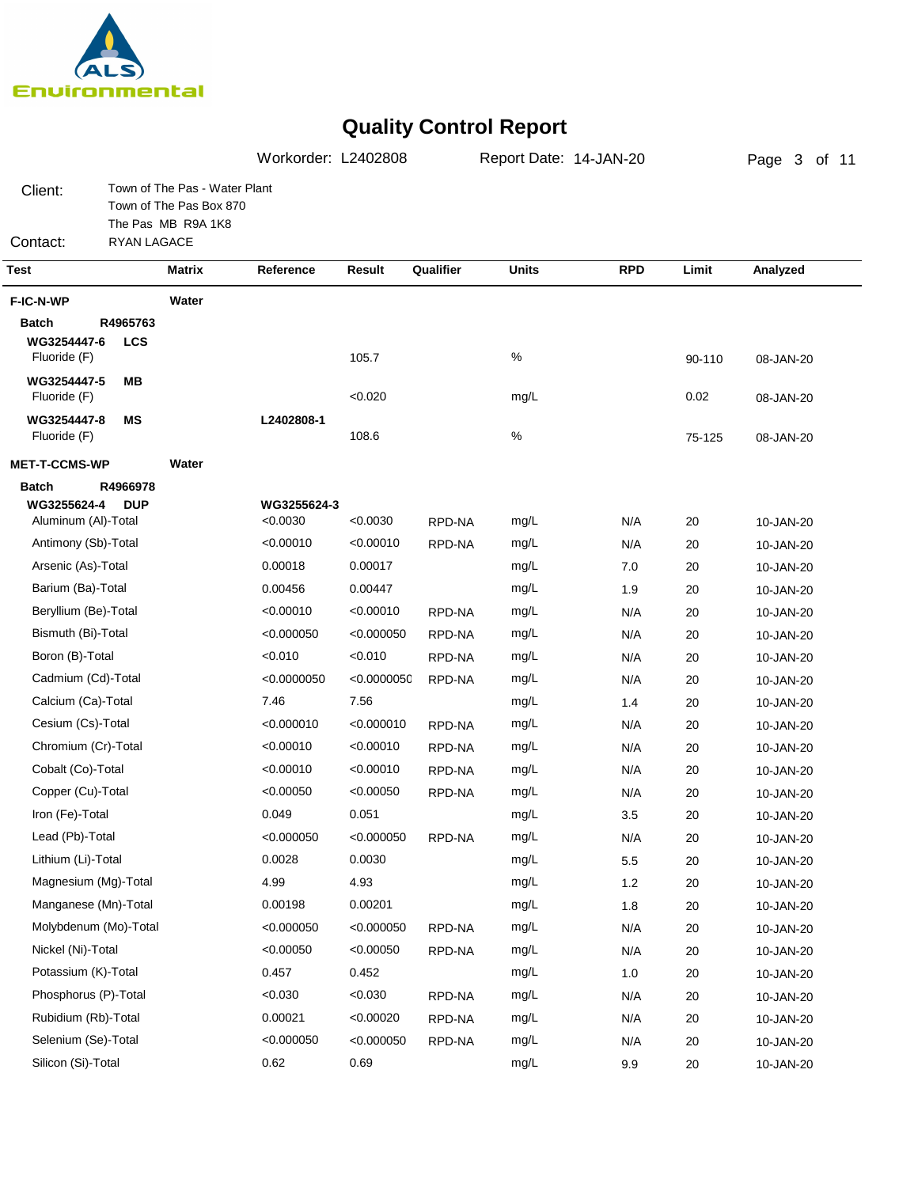ALS Environmental

# Quality Control Report

Workorder: L2402808 Report Date: 14-JAN-20

Client: Town of The Pas - Water Plant
Town of The Pas Box 870
The Pas MB R9A 1K8

Contact: RYAN LAGACE

| Test | Matrix | Reference | Result | Qualifier | Units | RPD | Limit | Analyzed |
|---|---|---|---|---|---|---|---|---|
| **F-IC-N-WP** | **Water** | | | | | | | |
| **Batch R4965763** | | | | | | | | |
| **WG3254447-6 LCS** | | | | | | | | |
| Fluoride (F) | | | 105.7 | | % | | 90-110 | 08-JAN-20 |
| **WG3254447-5 MB** | | | | | | | | |
| Fluoride (F) | | | <0.020 | | mg/L | | 0.02 | 08-JAN-20 |
| **WG3254447-8 MS** | | **L2402808-1** | | | | | | |
| Fluoride (F) | | | 108.6 | | % | | 75-125 | 08-JAN-20 |
| **MET-T-CCMS-WP** | **Water** | | | | | | | |
| **Batch R4966978** | | | | | | | | |
| **WG3255624-4 DUP** | | **WG3255624-3** | | | | | | |
| Aluminum (Al)-Total | | <0.0030 | <0.0030 | RPD-NA | mg/L | N/A | 20 | 10-JAN-20 |
| Antimony (Sb)-Total | | <0.00010 | <0.00010 | RPD-NA | mg/L | N/A | 20 | 10-JAN-20 |
| Arsenic (As)-Total | | 0.00018 | 0.00017 | | mg/L | 7.0 | 20 | 10-JAN-20 |
| Barium (Ba)-Total | | 0.00456 | 0.00447 | | mg/L | 1.9 | 20 | 10-JAN-20 |
| Beryllium (Be)-Total | | <0.00010 | <0.00010 | RPD-NA | mg/L | N/A | 20 | 10-JAN-20 |
| Bismuth (Bi)-Total | | <0.000050 | <0.000050 | RPD-NA | mg/L | N/A | 20 | 10-JAN-20 |
| Boron (B)-Total | | <0.010 | <0.010 | RPD-NA | mg/L | N/A | 20 | 10-JAN-20 |
| Cadmium (Cd)-Total | | <0.0000050 | <0.0000050 | RPD-NA | mg/L | N/A | 20 | 10-JAN-20 |
| Calcium (Ca)-Total | | 7.46 | 7.56 | | mg/L | 1.4 | 20 | 10-JAN-20 |
| Cesium (Cs)-Total | | <0.000010 | <0.000010 | RPD-NA | mg/L | N/A | 20 | 10-JAN-20 |
| Chromium (Cr)-Total | | <0.00010 | <0.00010 | RPD-NA | mg/L | N/A | 20 | 10-JAN-20 |
| Cobalt (Co)-Total | | <0.00010 | <0.00010 | RPD-NA | mg/L | N/A | 20 | 10-JAN-20 |
| Copper (Cu)-Total | | <0.00050 | <0.00050 | RPD-NA | mg/L | N/A | 20 | 10-JAN-20 |
| Iron (Fe)-Total | | 0.049 | 0.051 | | mg/L | 3.5 | 20 | 10-JAN-20 |
| Lead (Pb)-Total | | <0.000050 | <0.000050 | RPD-NA | mg/L | N/A | 20 | 10-JAN-20 |
| Lithium (Li)-Total | | 0.0028 | 0.0030 | | mg/L | 5.5 | 20 | 10-JAN-20 |
| Magnesium (Mg)-Total | | 4.99 | 4.93 | | mg/L | 1.2 | 20 | 10-JAN-20 |
| Manganese (Mn)-Total | | 0.00198 | 0.00201 | | mg/L | 1.8 | 20 | 10-JAN-20 |
| Molybdenum (Mo)-Total | | <0.000050 | <0.000050 | RPD-NA | mg/L | N/A | 20 | 10-JAN-20 |
| Nickel (Ni)-Total | | <0.00050 | <0.00050 | RPD-NA | mg/L | N/A | 20 | 10-JAN-20 |
| Potassium (K)-Total | | 0.457 | 0.452 | | mg/L | 1.0 | 20 | 10-JAN-20 |
| Phosphorus (P)-Total | | <0.030 | <0.030 | RPD-NA | mg/L | N/A | 20 | 10-JAN-20 |
| Rubidium (Rb)-Total | | 0.00021 | <0.00020 | RPD-NA | mg/L | N/A | 20 | 10-JAN-20 |
| Selenium (Se)-Total | | <0.000050 | <0.000050 | RPD-NA | mg/L | N/A | 20 | 10-JAN-20 |
| Silicon (Si)-Total | | 0.62 | 0.69 | | mg/L | 9.9 | 20 | 10-JAN-20 |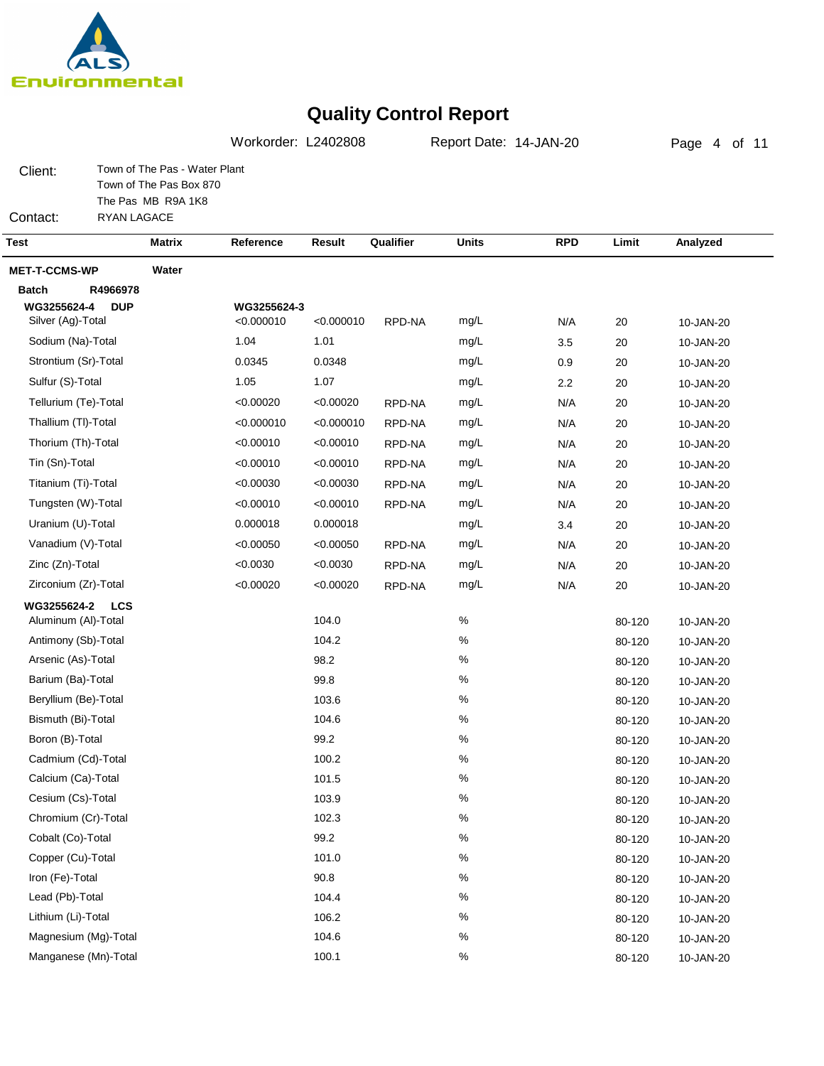# Quality Control Report

Workorder: L2402808 Report Date: 14-JAN-20

Client: Town of The Pas - Water Plant
Town of The Pas Box 870
The Pas MB R9A 1K8

Contact: RYAN LAGACE

| Test | Matrix | Reference | Result | Qualifier | Units | RPD | Limit | Analyzed |
|---|---|---|---|---|---|---|---|---|
| **MET-T-CCMS-WP** | **Water** | | | | | | | |
| **Batch R4966978** | | | | | | | | |
| **WG3255624-4 DUP** | | **WG3255624-3** | | | | | | |
| Silver (Ag)-Total | | <0.000010 | <0.000010 | RPD-NA | mg/L | N/A | 20 | 10-JAN-20 |
| Sodium (Na)-Total | | 1.04 | 1.01 | | mg/L | 3.5 | 20 | 10-JAN-20 |
| Strontium (Sr)-Total | | 0.0345 | 0.0348 | | mg/L | 0.9 | 20 | 10-JAN-20 |
| Sulfur (S)-Total | | 1.05 | 1.07 | | mg/L | 2.2 | 20 | 10-JAN-20 |
| Tellurium (Te)-Total | | <0.00020 | <0.00020 | RPD-NA | mg/L | N/A | 20 | 10-JAN-20 |
| Thallium (Tl)-Total | | <0.000010 | <0.000010 | RPD-NA | mg/L | N/A | 20 | 10-JAN-20 |
| Thorium (Th)-Total | | <0.00010 | <0.00010 | RPD-NA | mg/L | N/A | 20 | 10-JAN-20 |
| Tin (Sn)-Total | | <0.00010 | <0.00010 | RPD-NA | mg/L | N/A | 20 | 10-JAN-20 |
| Titanium (Ti)-Total | | <0.00030 | <0.00030 | RPD-NA | mg/L | N/A | 20 | 10-JAN-20 |
| Tungsten (W)-Total | | <0.00010 | <0.00010 | RPD-NA | mg/L | N/A | 20 | 10-JAN-20 |
| Uranium (U)-Total | | 0.000018 | 0.000018 | | mg/L | 3.4 | 20 | 10-JAN-20 |
| Vanadium (V)-Total | | <0.00050 | <0.00050 | RPD-NA | mg/L | N/A | 20 | 10-JAN-20 |
| Zinc (Zn)-Total | | <0.0030 | <0.0030 | RPD-NA | mg/L | N/A | 20 | 10-JAN-20 |
| Zirconium (Zr)-Total | | <0.00020 | <0.00020 | RPD-NA | mg/L | N/A | 20 | 10-JAN-20 |
| **WG3255624-2 LCS** | | | | | | | | |
| Aluminum (Al)-Total | | | 104.0 | | % | | 80-120 | 10-JAN-20 |
| Antimony (Sb)-Total | | | 104.2 | | % | | 80-120 | 10-JAN-20 |
| Arsenic (As)-Total | | | 98.2 | | % | | 80-120 | 10-JAN-20 |
| Barium (Ba)-Total | | | 99.8 | | % | | 80-120 | 10-JAN-20 |
| Beryllium (Be)-Total | | | 103.6 | | % | | 80-120 | 10-JAN-20 |
| Bismuth (Bi)-Total | | | 104.6 | | % | | 80-120 | 10-JAN-20 |
| Boron (B)-Total | | | 99.2 | | % | | 80-120 | 10-JAN-20 |
| Cadmium (Cd)-Total | | | 100.2 | | % | | 80-120 | 10-JAN-20 |
| Calcium (Ca)-Total | | | 101.5 | | % | | 80-120 | 10-JAN-20 |
| Cesium (Cs)-Total | | | 103.9 | | % | | 80-120 | 10-JAN-20 |
| Chromium (Cr)-Total | | | 102.3 | | % | | 80-120 | 10-JAN-20 |
| Cobalt (Co)-Total | | | 99.2 | | % | | 80-120 | 10-JAN-20 |
| Copper (Cu)-Total | | | 101.0 | | % | | 80-120 | 10-JAN-20 |
| Iron (Fe)-Total | | | 90.8 | | % | | 80-120 | 10-JAN-20 |
| Lead (Pb)-Total | | | 104.4 | | % | | 80-120 | 10-JAN-20 |
| Lithium (Li)-Total | | | 106.2 | | % | | 80-120 | 10-JAN-20 |
| Magnesium (Mg)-Total | | | 104.6 | | % | | 80-120 | 10-JAN-20 |
| Manganese (Mn)-Total | | | 100.1 | | % | | 80-120 | 10-JAN-20 |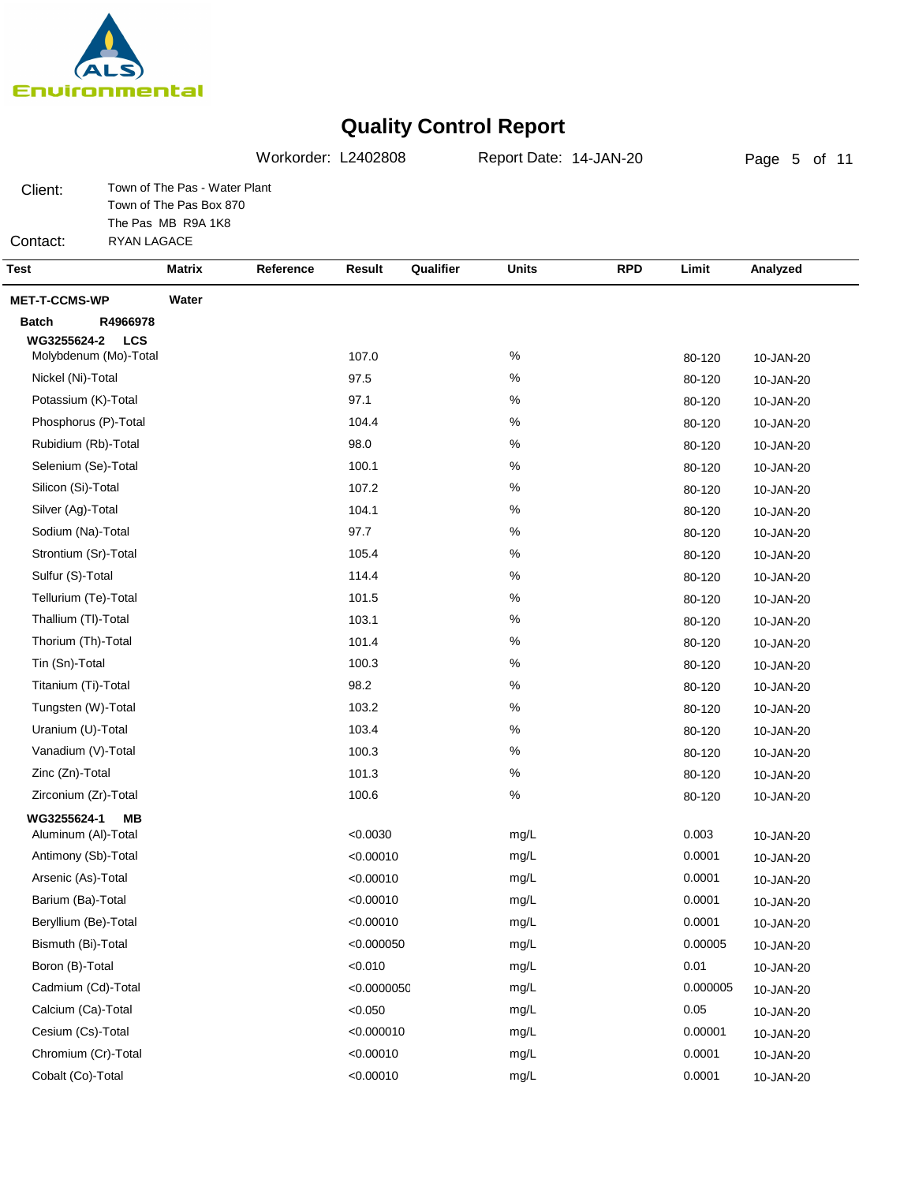ALS Environmental

# Quality Control Report

Workorder: L2402808 Report Date: 14-JAN-20

Client: Town of The Pas - Water Plant
Town of The Pas Box 870
The Pas MB R9A 1K8

Contact: RYAN LAGACE

| Test | Matrix | Reference | Result | Qualifier | Units | RPD | Limit | Analyzed |
|---|---|---|---|---|---|---|---|---|
| **MET-T-CCMS-WP** | **Water** | | | | | | | |
| **Batch R4966978** | | | | | | | | |
| **WG3255624-2 LCS** | | | | | | | | |
| Molybdenum (Mo)-Total | | | 107.0 | | % | | 80-120 | 10-JAN-20 |
| Nickel (Ni)-Total | | | 97.5 | | % | | 80-120 | 10-JAN-20 |
| Potassium (K)-Total | | | 97.1 | | % | | 80-120 | 10-JAN-20 |
| Phosphorus (P)-Total | | | 104.4 | | % | | 80-120 | 10-JAN-20 |
| Rubidium (Rb)-Total | | | 98.0 | | % | | 80-120 | 10-JAN-20 |
| Selenium (Se)-Total | | | 100.1 | | % | | 80-120 | 10-JAN-20 |
| Silicon (Si)-Total | | | 107.2 | | % | | 80-120 | 10-JAN-20 |
| Silver (Ag)-Total | | | 104.1 | | % | | 80-120 | 10-JAN-20 |
| Sodium (Na)-Total | | | 97.7 | | % | | 80-120 | 10-JAN-20 |
| Strontium (Sr)-Total | | | 105.4 | | % | | 80-120 | 10-JAN-20 |
| Sulfur (S)-Total | | | 114.4 | | % | | 80-120 | 10-JAN-20 |
| Tellurium (Te)-Total | | | 101.5 | | % | | 80-120 | 10-JAN-20 |
| Thallium (Tl)-Total | | | 103.1 | | % | | 80-120 | 10-JAN-20 |
| Thorium (Th)-Total | | | 101.4 | | % | | 80-120 | 10-JAN-20 |
| Tin (Sn)-Total | | | 100.3 | | % | | 80-120 | 10-JAN-20 |
| Titanium (Ti)-Total | | | 98.2 | | % | | 80-120 | 10-JAN-20 |
| Tungsten (W)-Total | | | 103.2 | | % | | 80-120 | 10-JAN-20 |
| Uranium (U)-Total | | | 103.4 | | % | | 80-120 | 10-JAN-20 |
| Vanadium (V)-Total | | | 100.3 | | % | | 80-120 | 10-JAN-20 |
| Zinc (Zn)-Total | | | 101.3 | | % | | 80-120 | 10-JAN-20 |
| Zirconium (Zr)-Total | | | 100.6 | | % | | 80-120 | 10-JAN-20 |
| **WG3255624-1 MB** | | | | | | | | |
| Aluminum (Al)-Total | | | <0.0030 | | mg/L | | 0.003 | 10-JAN-20 |
| Antimony (Sb)-Total | | | <0.00010 | | mg/L | | 0.0001 | 10-JAN-20 |
| Arsenic (As)-Total | | | <0.00010 | | mg/L | | 0.0001 | 10-JAN-20 |
| Barium (Ba)-Total | | | <0.00010 | | mg/L | | 0.0001 | 10-JAN-20 |
| Beryllium (Be)-Total | | | <0.00010 | | mg/L | | 0.0001 | 10-JAN-20 |
| Bismuth (Bi)-Total | | | <0.000050 | | mg/L | | 0.00005 | 10-JAN-20 |
| Boron (B)-Total | | | <0.010 | | mg/L | | 0.01 | 10-JAN-20 |
| Cadmium (Cd)-Total | | | <0.0000050 | | mg/L | | 0.000005 | 10-JAN-20 |
| Calcium (Ca)-Total | | | <0.050 | | mg/L | | 0.05 | 10-JAN-20 |
| Cesium (Cs)-Total | | | <0.000010 | | mg/L | | 0.00001 | 10-JAN-20 |
| Chromium (Cr)-Total | | | <0.00010 | | mg/L | | 0.0001 | 10-JAN-20 |
| Cobalt (Co)-Total | | | <0.00010 | | mg/L | | 0.0001 | 10-JAN-20 |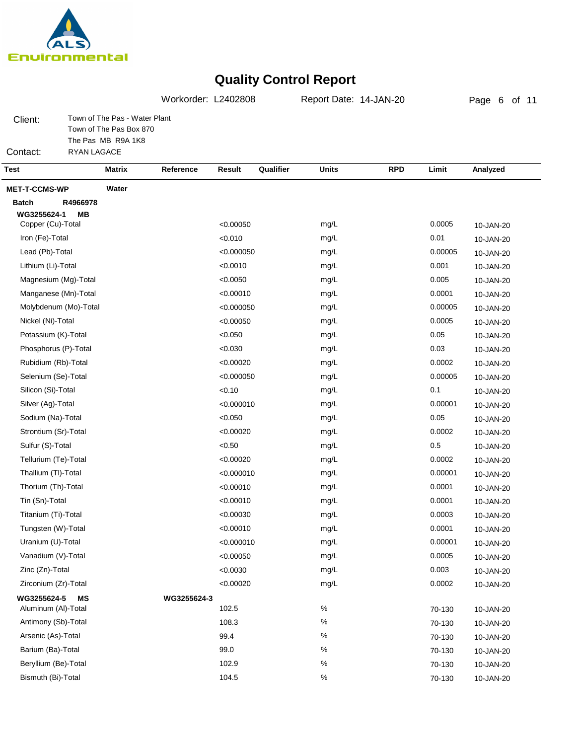ALS Environmental

# Quality Control Report

Workorder: L2402808 Report Date: 14-JAN-20

Client: Town of The Pas - Water Plant
Town of The Pas Box 870
The Pas MB R9A 1K8

Contact: RYAN LAGACE

| Test | Matrix | Reference | Result | Qualifier | Units | RPD | Limit | Analyzed |
|---|---|---|---|---|---|---|---|---|
| **MET-T-CCMS-WP** | **Water** | | | | | | | |
| **Batch R4966978** | | | | | | | | |
| **WG3255624-1 MB** | | | | | | | | |
| Copper (Cu)-Total | | | <0.00050 | | mg/L | | 0.0005 | 10-JAN-20 |
| Iron (Fe)-Total | | | <0.010 | | mg/L | | 0.01 | 10-JAN-20 |
| Lead (Pb)-Total | | | <0.000050 | | mg/L | | 0.00005 | 10-JAN-20 |
| Lithium (Li)-Total | | | <0.0010 | | mg/L | | 0.001 | 10-JAN-20 |
| Magnesium (Mg)-Total | | | <0.0050 | | mg/L | | 0.005 | 10-JAN-20 |
| Manganese (Mn)-Total | | | <0.00010 | | mg/L | | 0.0001 | 10-JAN-20 |
| Molybdenum (Mo)-Total | | | <0.000050 | | mg/L | | 0.00005 | 10-JAN-20 |
| Nickel (Ni)-Total | | | <0.00050 | | mg/L | | 0.0005 | 10-JAN-20 |
| Potassium (K)-Total | | | <0.050 | | mg/L | | 0.05 | 10-JAN-20 |
| Phosphorus (P)-Total | | | <0.030 | | mg/L | | 0.03 | 10-JAN-20 |
| Rubidium (Rb)-Total | | | <0.00020 | | mg/L | | 0.0002 | 10-JAN-20 |
| Selenium (Se)-Total | | | <0.000050 | | mg/L | | 0.00005 | 10-JAN-20 |
| Silicon (Si)-Total | | | <0.10 | | mg/L | | 0.1 | 10-JAN-20 |
| Silver (Ag)-Total | | | <0.000010 | | mg/L | | 0.00001 | 10-JAN-20 |
| Sodium (Na)-Total | | | <0.050 | | mg/L | | 0.05 | 10-JAN-20 |
| Strontium (Sr)-Total | | | <0.00020 | | mg/L | | 0.0002 | 10-JAN-20 |
| Sulfur (S)-Total | | | <0.50 | | mg/L | | 0.5 | 10-JAN-20 |
| Tellurium (Te)-Total | | | <0.00020 | | mg/L | | 0.0002 | 10-JAN-20 |
| Thallium (Tl)-Total | | | <0.000010 | | mg/L | | 0.00001 | 10-JAN-20 |
| Thorium (Th)-Total | | | <0.00010 | | mg/L | | 0.0001 | 10-JAN-20 |
| Tin (Sn)-Total | | | <0.00010 | | mg/L | | 0.0001 | 10-JAN-20 |
| Titanium (Ti)-Total | | | <0.00030 | | mg/L | | 0.0003 | 10-JAN-20 |
| Tungsten (W)-Total | | | <0.00010 | | mg/L | | 0.0001 | 10-JAN-20 |
| Uranium (U)-Total | | | <0.000010 | | mg/L | | 0.00001 | 10-JAN-20 |
| Vanadium (V)-Total | | | <0.00050 | | mg/L | | 0.0005 | 10-JAN-20 |
| Zinc (Zn)-Total | | | <0.0030 | | mg/L | | 0.003 | 10-JAN-20 |
| Zirconium (Zr)-Total | | | <0.00020 | | mg/L | | 0.0002 | 10-JAN-20 |
| **WG3255624-5 MS** | | **WG3255624-3** | | | | | | |
| Aluminum (Al)-Total | | | 102.5 | | % | | 70-130 | 10-JAN-20 |
| Antimony (Sb)-Total | | | 108.3 | | % | | 70-130 | 10-JAN-20 |
| Arsenic (As)-Total | | | 99.4 | | % | | 70-130 | 10-JAN-20 |
| Barium (Ba)-Total | | | 99.0 | | % | | 70-130 | 10-JAN-20 |
| Beryllium (Be)-Total | | | 102.9 | | % | | 70-130 | 10-JAN-20 |
| Bismuth (Bi)-Total | | | 104.5 | | % | | 70-130 | 10-JAN-20 |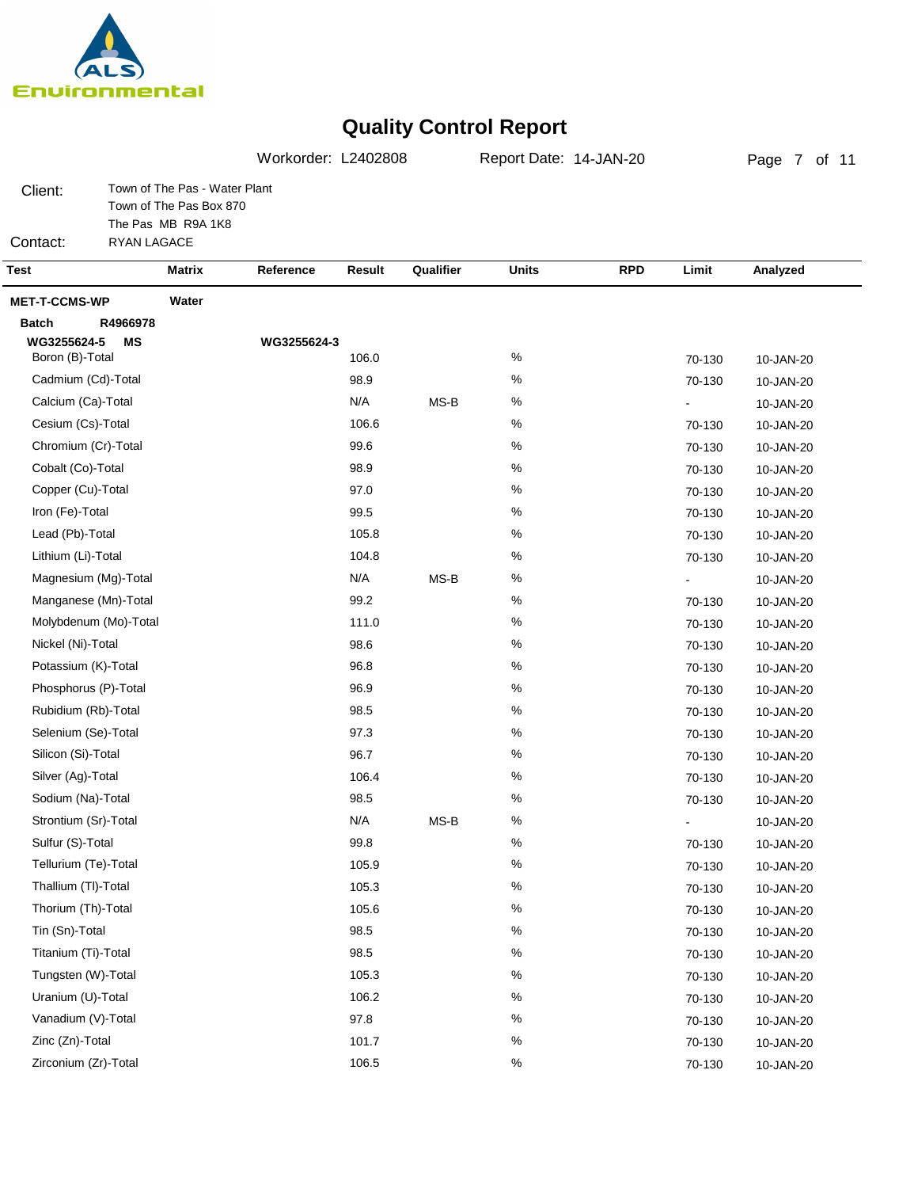# Quality Control Report

Workorder: L2402808 Report Date: 14-JAN-20

Client: Town of The Pas - Water Plant
Town of The Pas Box 870
The Pas MB R9A 1K8

Contact: RYAN LAGACE

| Test | Matrix | Reference | Result | Qualifier | Units | RPD | Limit | Analyzed |
|---|---|---|---|---|---|---|---|---|
| **MET-T-CCMS-WP** | **Water** | | | | | | | |
| **Batch R4966978** | | | | | | | | |
| **WG3255624-5 MS** | | **WG3255624-3** | | | | | | |
| Boron (B)-Total | | | 106.0 | | % | | 70-130 | 10-JAN-20 |
| Cadmium (Cd)-Total | | | 98.9 | | % | | 70-130 | 10-JAN-20 |
| Calcium (Ca)-Total | | | N/A | MS-B | % | | - | 10-JAN-20 |
| Cesium (Cs)-Total | | | 106.6 | | % | | 70-130 | 10-JAN-20 |
| Chromium (Cr)-Total | | | 99.6 | | % | | 70-130 | 10-JAN-20 |
| Cobalt (Co)-Total | | | 98.9 | | % | | 70-130 | 10-JAN-20 |
| Copper (Cu)-Total | | | 97.0 | | % | | 70-130 | 10-JAN-20 |
| Iron (Fe)-Total | | | 99.5 | | % | | 70-130 | 10-JAN-20 |
| Lead (Pb)-Total | | | 105.8 | | % | | 70-130 | 10-JAN-20 |
| Lithium (Li)-Total | | | 104.8 | | % | | 70-130 | 10-JAN-20 |
| Magnesium (Mg)-Total | | | N/A | MS-B | % | | - | 10-JAN-20 |
| Manganese (Mn)-Total | | | 99.2 | | % | | 70-130 | 10-JAN-20 |
| Molybdenum (Mo)-Total | | | 111.0 | | % | | 70-130 | 10-JAN-20 |
| Nickel (Ni)-Total | | | 98.6 | | % | | 70-130 | 10-JAN-20 |
| Potassium (K)-Total | | | 96.8 | | % | | 70-130 | 10-JAN-20 |
| Phosphorus (P)-Total | | | 96.9 | | % | | 70-130 | 10-JAN-20 |
| Rubidium (Rb)-Total | | | 98.5 | | % | | 70-130 | 10-JAN-20 |
| Selenium (Se)-Total | | | 97.3 | | % | | 70-130 | 10-JAN-20 |
| Silicon (Si)-Total | | | 96.7 | | % | | 70-130 | 10-JAN-20 |
| Silver (Ag)-Total | | | 106.4 | | % | | 70-130 | 10-JAN-20 |
| Sodium (Na)-Total | | | 98.5 | | % | | 70-130 | 10-JAN-20 |
| Strontium (Sr)-Total | | | N/A | MS-B | % | | - | 10-JAN-20 |
| Sulfur (S)-Total | | | 99.8 | | % | | 70-130 | 10-JAN-20 |
| Tellurium (Te)-Total | | | 105.9 | | % | | 70-130 | 10-JAN-20 |
| Thallium (Tl)-Total | | | 105.3 | | % | | 70-130 | 10-JAN-20 |
| Thorium (Th)-Total | | | 105.6 | | % | | 70-130 | 10-JAN-20 |
| Tin (Sn)-Total | | | 98.5 | | % | | 70-130 | 10-JAN-20 |
| Titanium (Ti)-Total | | | 98.5 | | % | | 70-130 | 10-JAN-20 |
| Tungsten (W)-Total | | | 105.3 | | % | | 70-130 | 10-JAN-20 |
| Uranium (U)-Total | | | 106.2 | | % | | 70-130 | 10-JAN-20 |
| Vanadium (V)-Total | | | 97.8 | | % | | 70-130 | 10-JAN-20 |
| Zinc (Zn)-Total | | | 101.7 | | % | | 70-130 | 10-JAN-20 |
| Zirconium (Zr)-Total | | | 106.5 | | % | | 70-130 | 10-JAN-20 |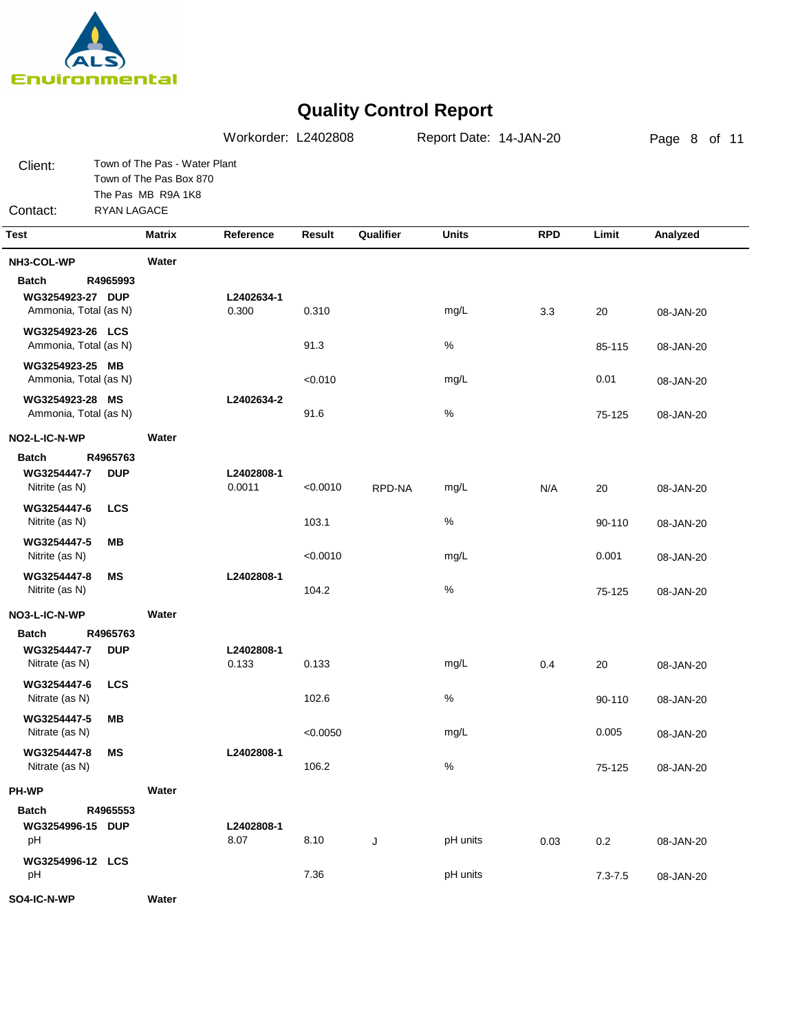# Quality Control Report

Workorder: L2402808 Report Date: 14-JAN-20

Client: Town of The Pas - Water Plant
Town of The Pas Box 870
The Pas MB R9A 1K8

Contact: RYAN LAGACE

| Test | Matrix | Reference | Result | Qualifier | Units | RPD | Limit | Analyzed |
|---|---|---|---|---|---|---|---|---|
| **NH3-COL-WP** | **Water** | | | | | | | |
| **Batch R4965993** | | | | | | | | |
| **WG3254923-27 DUP** | | **L2402634-1** | | | | | | |
| Ammonia, Total (as N) | | 0.300 | 0.310 | | mg/L | 3.3 | 20 | 08-JAN-20 |
| **WG3254923-26 LCS** | | | | | | | | |
| Ammonia, Total (as N) | | | 91.3 | | % | | 85-115 | 08-JAN-20 |
| **WG3254923-25 MB** | | | | | | | | |
| Ammonia, Total (as N) | | | <0.010 | | mg/L | | 0.01 | 08-JAN-20 |
| **WG3254923-28 MS** | | **L2402634-2** | | | | | | |
| Ammonia, Total (as N) | | | 91.6 | | % | | 75-125 | 08-JAN-20 |
| **NO2-L-IC-N-WP** | **Water** | | | | | | | |
| **Batch R4965763** | | | | | | | | |
| **WG3254447-7 DUP** | | **L2402808-1** | | | | | | |
| Nitrite (as N) | | 0.0011 | <0.0010 | RPD-NA | mg/L | N/A | 20 | 08-JAN-20 |
| **WG3254447-6 LCS** | | | | | | | | |
| Nitrite (as N) | | | 103.1 | | % | | 90-110 | 08-JAN-20 |
| **WG3254447-5 MB** | | | | | | | | |
| Nitrite (as N) | | | <0.0010 | | mg/L | | 0.001 | 08-JAN-20 |
| **WG3254447-8 MS** | | **L2402808-1** | | | | | | |
| Nitrite (as N) | | | 104.2 | | % | | 75-125 | 08-JAN-20 |
| **NO3-L-IC-N-WP** | **Water** | | | | | | | |
| **Batch R4965763** | | | | | | | | |
| **WG3254447-7 DUP** | | **L2402808-1** | | | | | | |
| Nitrate (as N) | | 0.133 | 0.133 | | mg/L | 0.4 | 20 | 08-JAN-20 |
| **WG3254447-6 LCS** | | | | | | | | |
| Nitrate (as N) | | | 102.6 | | % | | 90-110 | 08-JAN-20 |
| **WG3254447-5 MB** | | | | | | | | |
| Nitrate (as N) | | | <0.0050 | | mg/L | | 0.005 | 08-JAN-20 |
| **WG3254447-8 MS** | | **L2402808-1** | | | | | | |
| Nitrate (as N) | | | 106.2 | | % | | 75-125 | 08-JAN-20 |
| **PH-WP** | **Water** | | | | | | | |
| **Batch R4965553** | | | | | | | | |
| **WG3254996-15 DUP** | | **L2402808-1** | | | | | | |
| pH | | 8.07 | 8.10 | J | pH units | 0.03 | 0.2 | 08-JAN-20 |
| **WG3254996-12 LCS** | | | | | | | | |
| pH | | | 7.36 | | pH units | | 7.3-7.5 | 08-JAN-20 |
| **SO4-IC-N-WP** | **Water** | | | | | | | |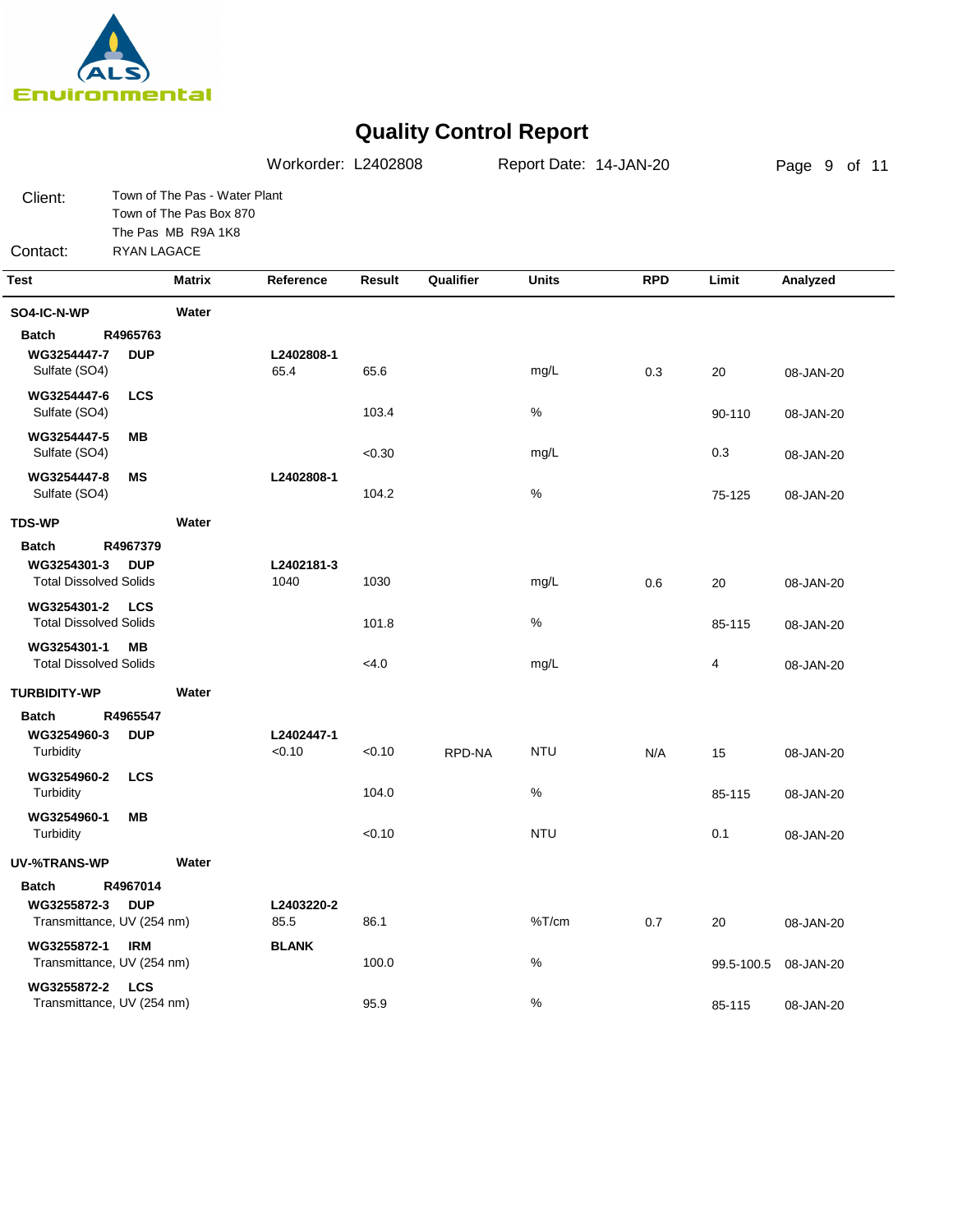ALS Environmental

# Quality Control Report

Workorder: L2402808 | Report Date: 14-JAN-20

Client: Town of The Pas - Water Plant
Town of The Pas Box 870
The Pas MB R9A 1K8

Contact: RYAN LAGACE

| Test | Matrix | Reference | Result | Qualifier | Units | RPD | Limit | Analyzed |
|---|---|---|---|---|---|---|---|---|
| **SO4-IC-N-WP** | **Water** | | | | | | | |
| **Batch R4965763** | | | | | | | | |
| **WG3254447-7 DUP** | | **L2402808-1** | | | | | | |
| Sulfate (SO4) | | 65.4 | 65.6 | | mg/L | 0.3 | 20 | 08-JAN-20 |
| **WG3254447-6 LCS** | | | | | | | | |
| Sulfate (SO4) | | | 103.4 | | % | | 90-110 | 08-JAN-20 |
| **WG3254447-5 MB** | | | | | | | | |
| Sulfate (SO4) | | | <0.30 | | mg/L | | 0.3 | 08-JAN-20 |
| **WG3254447-8 MS** | | **L2402808-1** | | | | | | |
| Sulfate (SO4) | | | 104.2 | | % | | 75-125 | 08-JAN-20 |
| **TDS-WP** | **Water** | | | | | | | |
| **Batch R4967379** | | | | | | | | |
| **WG3254301-3 DUP** | | **L2402181-3** | | | | | | |
| Total Dissolved Solids | | 1040 | 1030 | | mg/L | 0.6 | 20 | 08-JAN-20 |
| **WG3254301-2 LCS** | | | | | | | | |
| Total Dissolved Solids | | | 101.8 | | % | | 85-115 | 08-JAN-20 |
| **WG3254301-1 MB** | | | | | | | | |
| Total Dissolved Solids | | | <4.0 | | mg/L | | 4 | 08-JAN-20 |
| **TURBIDITY-WP** | **Water** | | | | | | | |
| **Batch R4965547** | | | | | | | | |
| **WG3254960-3 DUP** | | **L2402447-1** | | | | | | |
| Turbidity | | <0.10 | <0.10 | RPD-NA | NTU | N/A | 15 | 08-JAN-20 |
| **WG3254960-2 LCS** | | | | | | | | |
| Turbidity | | | 104.0 | | % | | 85-115 | 08-JAN-20 |
| **WG3254960-1 MB** | | | | | | | | |
| Turbidity | | | <0.10 | | NTU | | 0.1 | 08-JAN-20 |
| **UV-%TRANS-WP** | **Water** | | | | | | | |
| **Batch R4967014** | | | | | | | | |
| **WG3255872-3 DUP** | | **L2403220-2** | | | | | | |
| Transmittance, UV (254 nm) | | 85.5 | 86.1 | | %T/cm | 0.7 | 20 | 08-JAN-20 |
| **WG3255872-1 IRM** | | **BLANK** | | | | | | |
| Transmittance, UV (254 nm) | | | 100.0 | | % | | 99.5-100.5 | 08-JAN-20 |
| **WG3255872-2 LCS** | | | | | | | | |
| Transmittance, UV (254 nm) | | | 95.9 | | % | | 85-115 | 08-JAN-20 |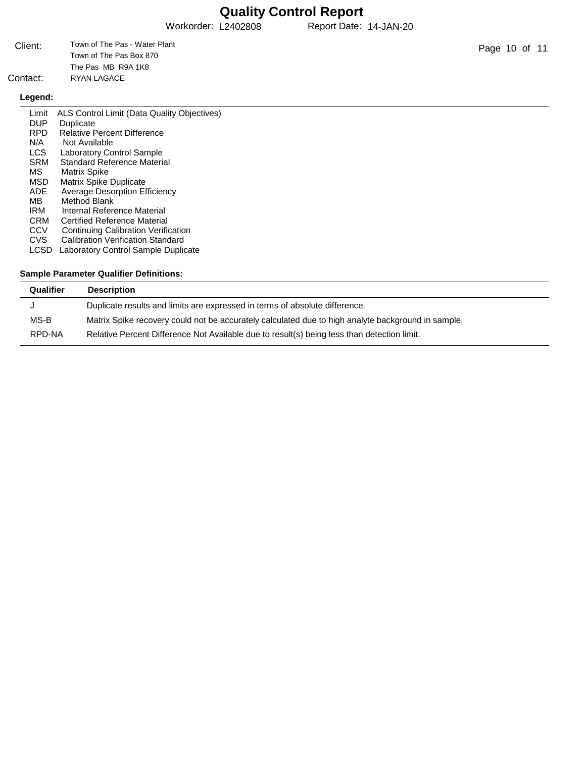# Quality Control Report

Workorder: L2402808 Report Date: 14-JAN-20

Client: Town of The Pas - Water Plant
Town of The Pas Box 870
The Pas MB R9A 1K8

Contact: RYAN LAGACE

**Legend:**

| | |
|---|---|
| Limit | ALS Control Limit (Data Quality Objectives) |
| DUP | Duplicate |
| RPD | Relative Percent Difference |
| N/A | Not Available |
| LCS | Laboratory Control Sample |
| SRM | Standard Reference Material |
| MS | Matrix Spike |
| MSD | Matrix Spike Duplicate |
| ADE | Average Desorption Efficiency |
| MB | Method Blank |
| IRM | Internal Reference Material |
| CRM | Certified Reference Material |
| CCV | Continuing Calibration Verification |
| CVS | Calibration Verification Standard |
| LCSD | Laboratory Control Sample Duplicate |

**Sample Parameter Qualifier Definitions:**

| Qualifier | Description |
|---|---|
| J | Duplicate results and limits are expressed in terms of absolute difference. |
| MS-B | Matrix Spike recovery could not be accurately calculated due to high analyte background in sample. |
| RPD-NA | Relative Percent Difference Not Available due to result(s) being less than detection limit. |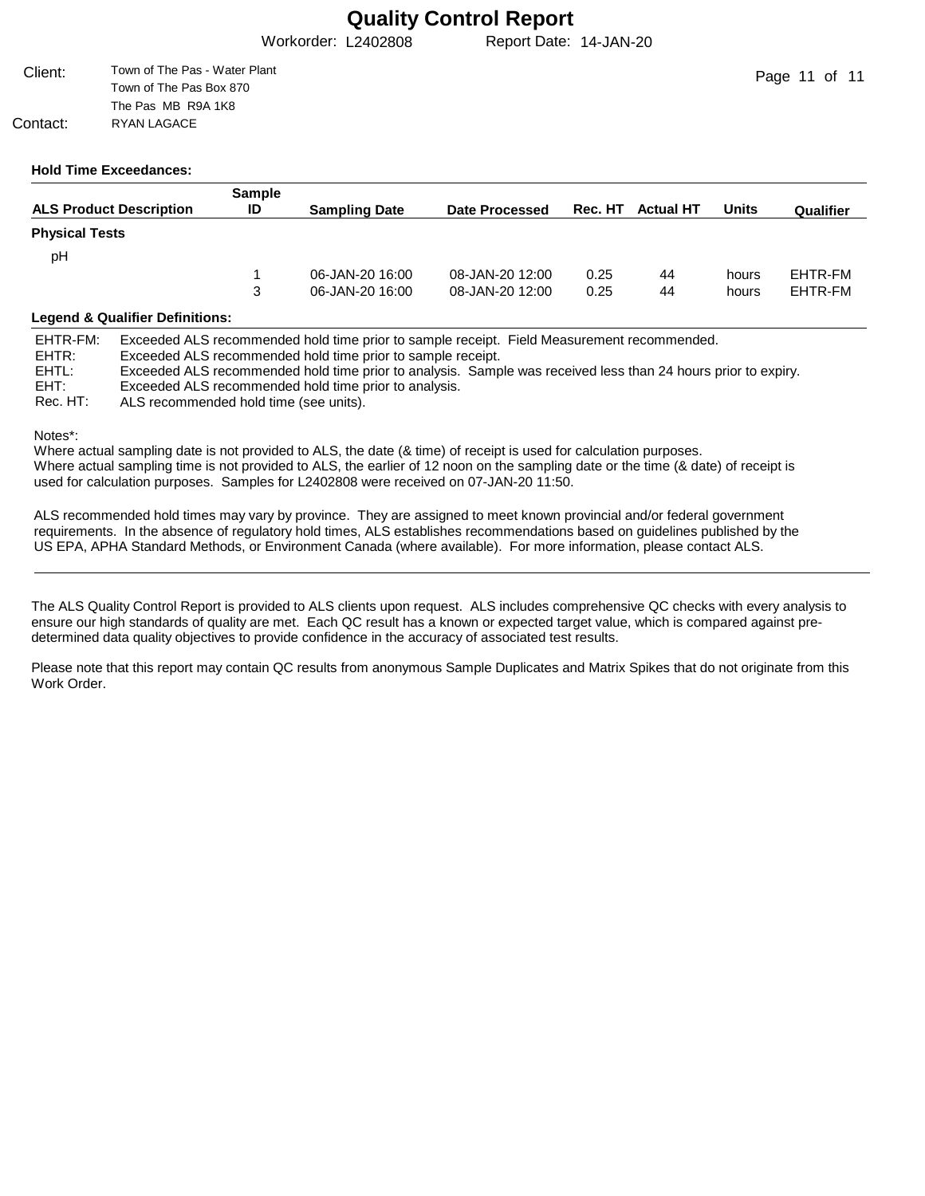# Quality Control Report

Workorder: L2402808 Report Date: 14-JAN-20

Client: Town of The Pas - Water Plant
Town of The Pas Box 870
The Pas MB R9A 1K8

Contact: RYAN LAGACE

**Hold Time Exceedances:**

| ALS Product Description | Sample ID | Sampling Date | Date Processed | Rec. HT | Actual HT | Units | Qualifier |
|---|---|---|---|---|---|---|---|
| **Physical Tests** | | | | | | | |
| pH | | | | | | | |
| | 1 | 06-JAN-20 16:00 | 08-JAN-20 12:00 | 0.25 | 44 | hours | EHTR-FM |
| | 3 | 06-JAN-20 16:00 | 08-JAN-20 12:00 | 0.25 | 44 | hours | EHTR-FM |

**Legend & Qualifier Definitions:**

| | |
|---|---|
| EHTR-FM: | Exceeded ALS recommended hold time prior to sample receipt. Field Measurement recommended. |
| EHTR: | Exceeded ALS recommended hold time prior to sample receipt. |
| EHTL: | Exceeded ALS recommended hold time prior to analysis. Sample was received less than 24 hours prior to expiry. |
| EHT: | Exceeded ALS recommended hold time prior to analysis. |
| Rec. HT: | ALS recommended hold time (see units). |

Notes*:
Where actual sampling date is not provided to ALS, the date (& time) of receipt is used for calculation purposes.
Where actual sampling time is not provided to ALS, the earlier of 12 noon on the sampling date or the time (& date) of receipt is used for calculation purposes. Samples for L2402808 were received on 07-JAN-20 11:50.

ALS recommended hold times may vary by province. They are assigned to meet known provincial and/or federal government requirements. In the absence of regulatory hold times, ALS establishes recommendations based on guidelines published by the US EPA, APHA Standard Methods, or Environment Canada (where available). For more information, please contact ALS.

---

The ALS Quality Control Report is provided to ALS clients upon request. ALS includes comprehensive QC checks with every analysis to ensure our high standards of quality are met. Each QC result has a known or expected target value, which is compared against pre-determined data quality objectives to provide confidence in the accuracy of associated test results.

Please note that this report may contain QC results from anonymous Sample Duplicates and Matrix Spikes that do not originate from this Work Order.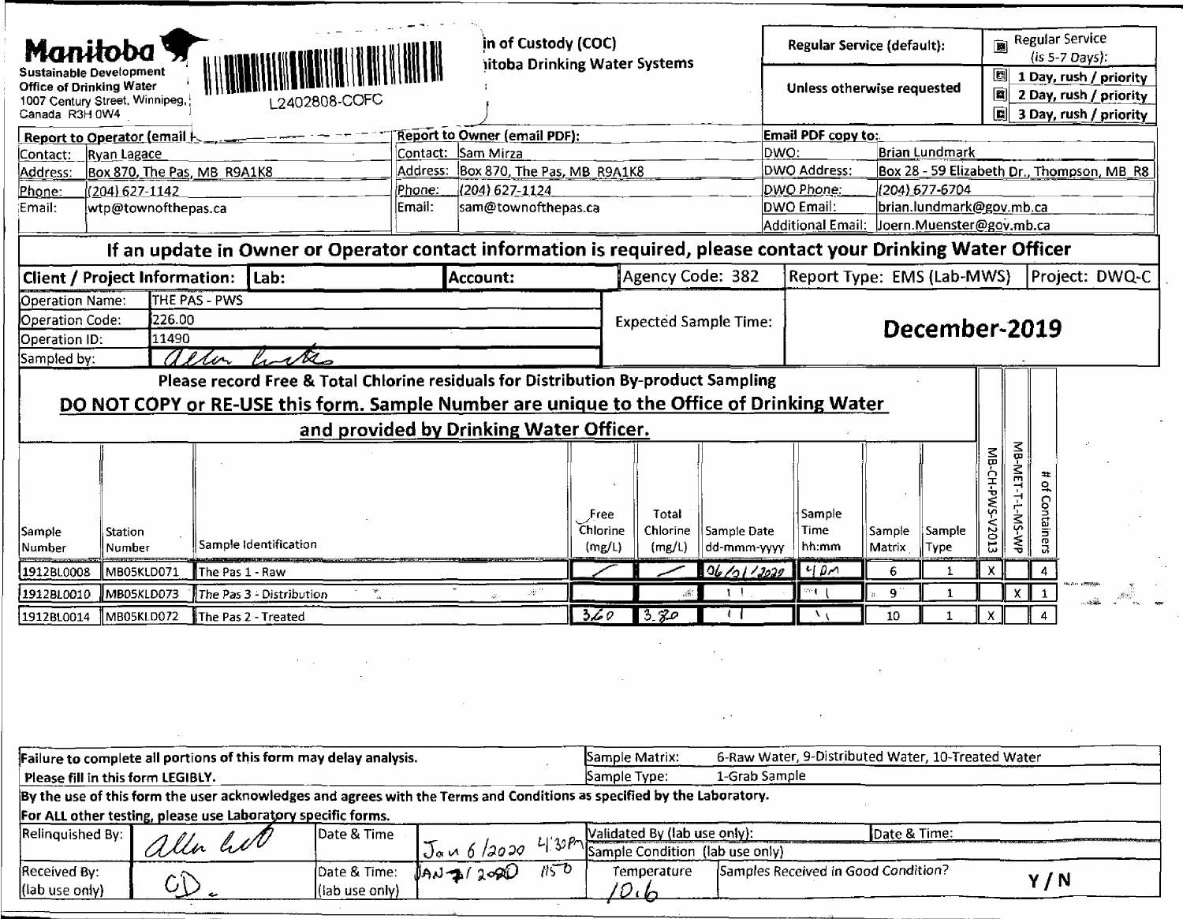**Manitoba**
Sustainable Development
Office of Drinking Water
1007 Century Street, Winnipeg, Canada R3H 0W4

L2402808-COFC

in of Custody (COC)
itoba Drinking Water Systems

| | |
|---|---|
| Regular Service (default): | Regular Service (is 5-7 Days): |
| Unless otherwise requested | 1 Day, rush / priority |
| | 2 Day, rush / priority |
| | 3 Day, rush / priority |

| Report to Operator (email | | Report to Owner (email PDF): | | Email PDF copy to: | |
|---|---|---|---|---|---|
| Contact: | Ryan Lagace | Contact: | Sam Mirza | DWO: | Brian Lundmark |
| Address: | Box 870, The Pas, MB R9A1K8 | Address: | Box 870, The Pas, MB R9A1K8 | DWO Address: | Box 28 - 59 Elizabeth Dr., Thompson, MB R8 |
| Phone: | (204) 627-1142 | Phone: | (204) 627-1124 | DWO Phone: | (204) 677-6704 |
| Email: | wtp@townofthepas.ca | Email: | sam@townofthepas.ca | DWO Email: | brian.lundmark@gov.mb.ca |
| | | | | Additional Email: | Joern.Muenster@gov.mb.ca |

**If an update in Owner or Operator contact information is required, please contact your Drinking Water Officer**

| Client / Project Information: | Lab: | Account: | Agency Code: 382 | Report Type: EMS (Lab-MWS) | Project: DWQ-C |
|---|---|---|---|---|---|
| Operation Name: | THE PAS - PWS | | Expected Sample Time: | December-2019 | |
| Operation Code: | 226.00 | | | | |
| Operation ID: | 11490 | | | | |
| Sampled by: | Allen Curtis | | | | |

**Please record Free & Total Chlorine residuals for Distribution By-product Sampling**

**DO NOT COPY or RE-USE this form. Sample Number are unique to the Office of Drinking Water and provided by Drinking Water Officer.**

| Sample Number | Station Number | Sample Identification | Free Chlorine (mg/L) | Total Chlorine (mg/L) | Sample Date dd-mmm-yyyy | Sample Time hh:mm | Sample Matrix | Sample Type | MB-CH-PWS-V2013 | MB-MET-T-L-MS-WP | # of Containers |
|---|---|---|---|---|---|---|---|---|---|---|---|
| 1912BL0008 | MB05KLD071 | The Pas 1 - Raw | / | / | 06/01/2020 | 4 PM | 6 | 1 | X | | 4 |
| 1912BL0010 | MB05KLD073 | The Pas 3 - Distribution | | | " | " | 9 | 1 | | X | 1 |
| 1912BL0014 | MB05KLD072 | The Pas 2 - Treated | 3.60 | 3.80 | " | " | 10 | 1 | X | | 4 |

| | | | |
|---|---|---|---|
| Failure to complete all portions of this form may delay analysis. | | Sample Matrix: | 6-Raw Water, 9-Distributed Water, 10-Treated Water |
| Please fill in this form LEGIBLY. | | Sample Type: | 1-Grab Sample |

By the use of this form the user acknowledges and agrees with the Terms and Conditions as specified by the Laboratory.

For ALL other testing, please use Laboratory specific forms.

| | | | | | | |
|---|---|---|---|---|---|---|
| Relinquished By: | Allen Curtis | Date & Time | Jan 6/2020 4:30PM | Validated By (lab use only): | Date & Time: | |
| | | | | Sample Condition (lab use only) | | |
| Received By: (lab use only) | CD | Date & Time: (lab use only) | JAN 7/2020 1150 | Temperature 10.6 | Samples Received in Good Condition? | Y / N |